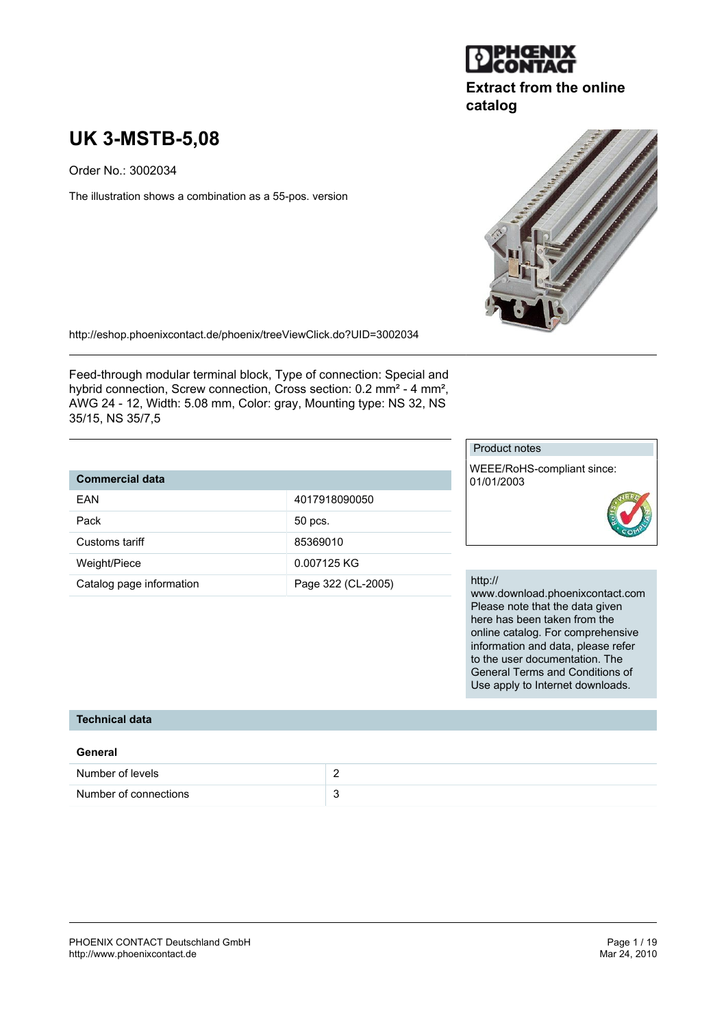Extract from the online catalog

# UK 3-MSTB-5,08

Order No.: 3002034

The illustration shows a combination as a 55-pos. version

http://eshop.phoenixcontact.de/phoenix/treeViewClick.do?UID=3002034

Feed-through modular terminal block, Type of connection: Special and hybrid connection, Screw connection, Cross section: 0.2 mm² - 4 mm², AWG 24 - 12, Width: 5.08 mm, Color: gray, Mounting type: NS 32, NS 35/15, NS 35/7,5

| Commercial data | |
|---|---|
| EAN | 4017918090050 |
| Pack | 50 pcs. |
| Customs tariff | 85369010 |
| Weight/Piece | 0.007125 KG |
| Catalog page information | Page 322 (CL-2005) |

**Product notes**

WEEE/RoHS-compliant since: 01/01/2003

http://www.download.phoenixcontact.com
Please note that the data given here has been taken from the online catalog. For comprehensive information and data, please refer to the user documentation. The General Terms and Conditions of Use apply to Internet downloads.

## Technical data

### General

| | |
|---|---|
| Number of levels | 2 |
| Number of connections | 3 |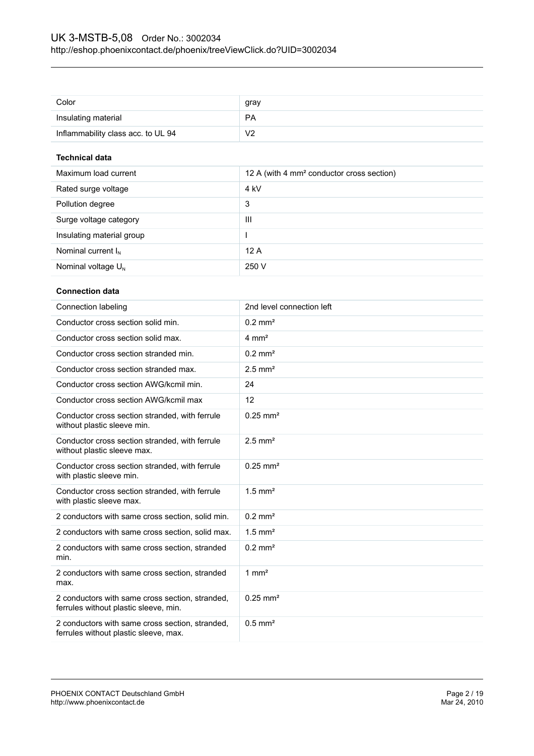| | |
|---|---|
| Color | gray |
| Insulating material | PA |
| Inflammability class acc. to UL 94 | V2 |

### Technical data

| | |
|---|---|
| Maximum load current | 12 A (with 4 mm² conductor cross section) |
| Rated surge voltage | 4 kV |
| Pollution degree | 3 |
| Surge voltage category | III |
| Insulating material group | I |
| Nominal current $I_N$ | 12 A |
| Nominal voltage $U_N$ | 250 V |

### Connection data

| | |
|---|---|
| Connection labeling | 2nd level connection left |
| Conductor cross section solid min. | 0.2 mm² |
| Conductor cross section solid max. | 4 mm² |
| Conductor cross section stranded min. | 0.2 mm² |
| Conductor cross section stranded max. | 2.5 mm² |
| Conductor cross section AWG/kcmil min. | 24 |
| Conductor cross section AWG/kcmil max | 12 |
| Conductor cross section stranded, with ferrule without plastic sleeve min. | 0.25 mm² |
| Conductor cross section stranded, with ferrule without plastic sleeve max. | 2.5 mm² |
| Conductor cross section stranded, with ferrule with plastic sleeve min. | 0.25 mm² |
| Conductor cross section stranded, with ferrule with plastic sleeve max. | 1.5 mm² |
| 2 conductors with same cross section, solid min. | 0.2 mm² |
| 2 conductors with same cross section, solid max. | 1.5 mm² |
| 2 conductors with same cross section, stranded min. | 0.2 mm² |
| 2 conductors with same cross section, stranded max. | 1 mm² |
| 2 conductors with same cross section, stranded, ferrules without plastic sleeve, min. | 0.25 mm² |
| 2 conductors with same cross section, stranded, ferrules without plastic sleeve, max. | 0.5 mm² |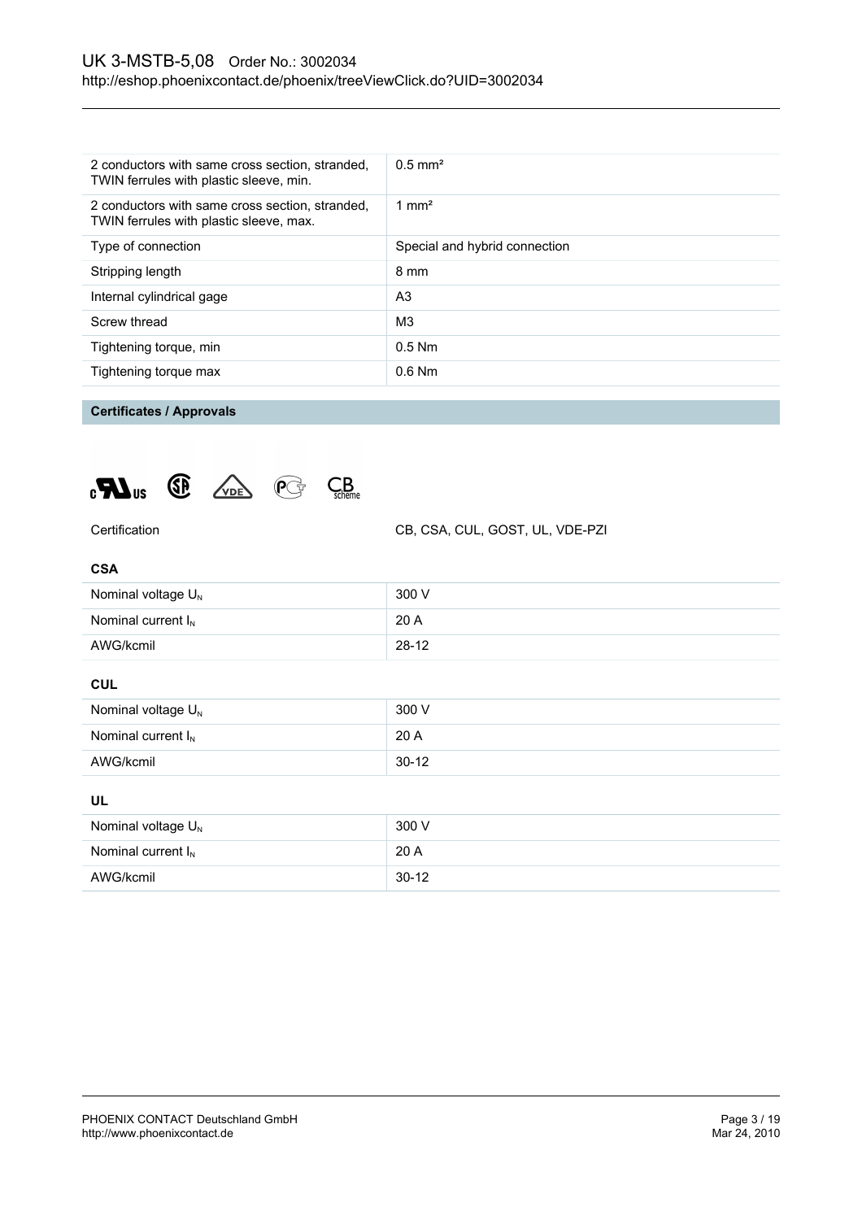| | |
|---|---|
| 2 conductors with same cross section, stranded, TWIN ferrules with plastic sleeve, min. | 0.5 mm² |
| 2 conductors with same cross section, stranded, TWIN ferrules with plastic sleeve, max. | 1 mm² |
| Type of connection | Special and hybrid connection |
| Stripping length | 8 mm |
| Internal cylindrical gage | A3 |
| Screw thread | M3 |
| Tightening torque, min | 0.5 Nm |
| Tightening torque max | 0.6 Nm |

## Certificates / Approvals

| | |
|---|---|
| Certification | CB, CSA, CUL, GOST, UL, VDE-PZI |

### CSA

| | |
|---|---|
| Nominal voltage $U_N$ | 300 V |
| Nominal current $I_N$ | 20 A |
| AWG/kcmil | 28-12 |

### CUL

| | |
|---|---|
| Nominal voltage $U_N$ | 300 V |
| Nominal current $I_N$ | 20 A |
| AWG/kcmil | 30-12 |

### UL

| | |
|---|---|
| Nominal voltage $U_N$ | 300 V |
| Nominal current $I_N$ | 20 A |
| AWG/kcmil | 30-12 |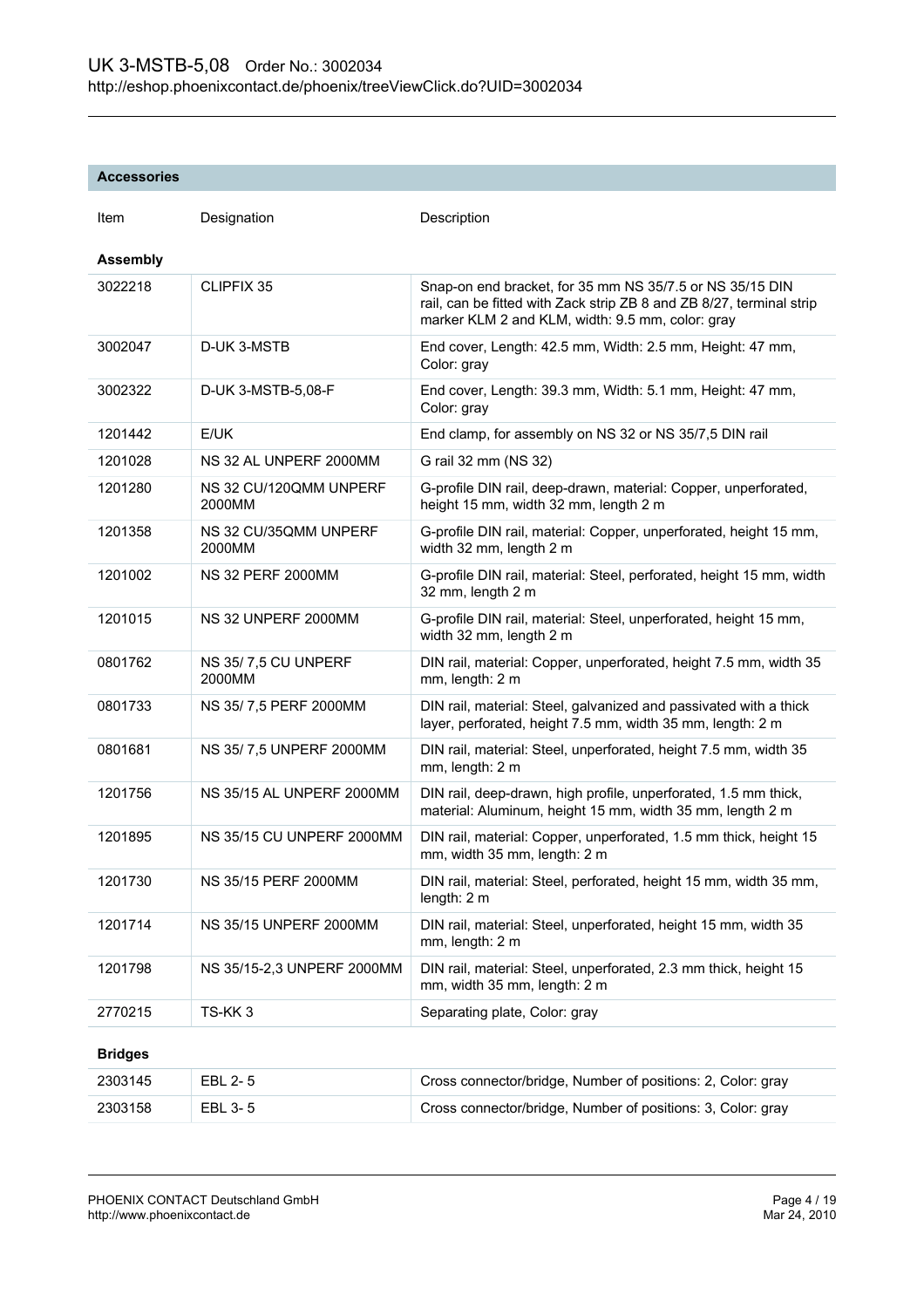## Accessories

| Item | Designation | Description |
|---|---|---|
| **Assembly** | | |
| 3022218 | CLIPFIX 35 | Snap-on end bracket, for 35 mm NS 35/7.5 or NS 35/15 DIN rail, can be fitted with Zack strip ZB 8 and ZB 8/27, terminal strip marker KLM 2 and KLM, width: 9.5 mm, color: gray |
| 3002047 | D-UK 3-MSTB | End cover, Length: 42.5 mm, Width: 2.5 mm, Height: 47 mm, Color: gray |
| 3002322 | D-UK 3-MSTB-5,08-F | End cover, Length: 39.3 mm, Width: 5.1 mm, Height: 47 mm, Color: gray |
| 1201442 | E/UK | End clamp, for assembly on NS 32 or NS 35/7,5 DIN rail |
| 1201028 | NS 32 AL UNPERF 2000MM | G rail 32 mm (NS 32) |
| 1201280 | NS 32 CU/120QMM UNPERF 2000MM | G-profile DIN rail, deep-drawn, material: Copper, unperforated, height 15 mm, width 32 mm, length 2 m |
| 1201358 | NS 32 CU/35QMM UNPERF 2000MM | G-profile DIN rail, material: Copper, unperforated, height 15 mm, width 32 mm, length 2 m |
| 1201002 | NS 32 PERF 2000MM | G-profile DIN rail, material: Steel, perforated, height 15 mm, width 32 mm, length 2 m |
| 1201015 | NS 32 UNPERF 2000MM | G-profile DIN rail, material: Steel, unperforated, height 15 mm, width 32 mm, length 2 m |
| 0801762 | NS 35/ 7,5 CU UNPERF 2000MM | DIN rail, material: Copper, unperforated, height 7.5 mm, width 35 mm, length: 2 m |
| 0801733 | NS 35/ 7,5 PERF 2000MM | DIN rail, material: Steel, galvanized and passivated with a thick layer, perforated, height 7.5 mm, width 35 mm, length: 2 m |
| 0801681 | NS 35/ 7,5 UNPERF 2000MM | DIN rail, material: Steel, unperforated, height 7.5 mm, width 35 mm, length: 2 m |
| 1201756 | NS 35/15 AL UNPERF 2000MM | DIN rail, deep-drawn, high profile, unperforated, 1.5 mm thick, material: Aluminum, height 15 mm, width 35 mm, length 2 m |
| 1201895 | NS 35/15 CU UNPERF 2000MM | DIN rail, material: Copper, unperforated, 1.5 mm thick, height 15 mm, width 35 mm, length: 2 m |
| 1201730 | NS 35/15 PERF 2000MM | DIN rail, material: Steel, perforated, height 15 mm, width 35 mm, length: 2 m |
| 1201714 | NS 35/15 UNPERF 2000MM | DIN rail, material: Steel, unperforated, height 15 mm, width 35 mm, length: 2 m |
| 1201798 | NS 35/15-2,3 UNPERF 2000MM | DIN rail, material: Steel, unperforated, 2.3 mm thick, height 15 mm, width 35 mm, length: 2 m |
| 2770215 | TS-KK 3 | Separating plate, Color: gray |
| **Bridges** | | |
| 2303145 | EBL 2- 5 | Cross connector/bridge, Number of positions: 2, Color: gray |
| 2303158 | EBL 3- 5 | Cross connector/bridge, Number of positions: 3, Color: gray |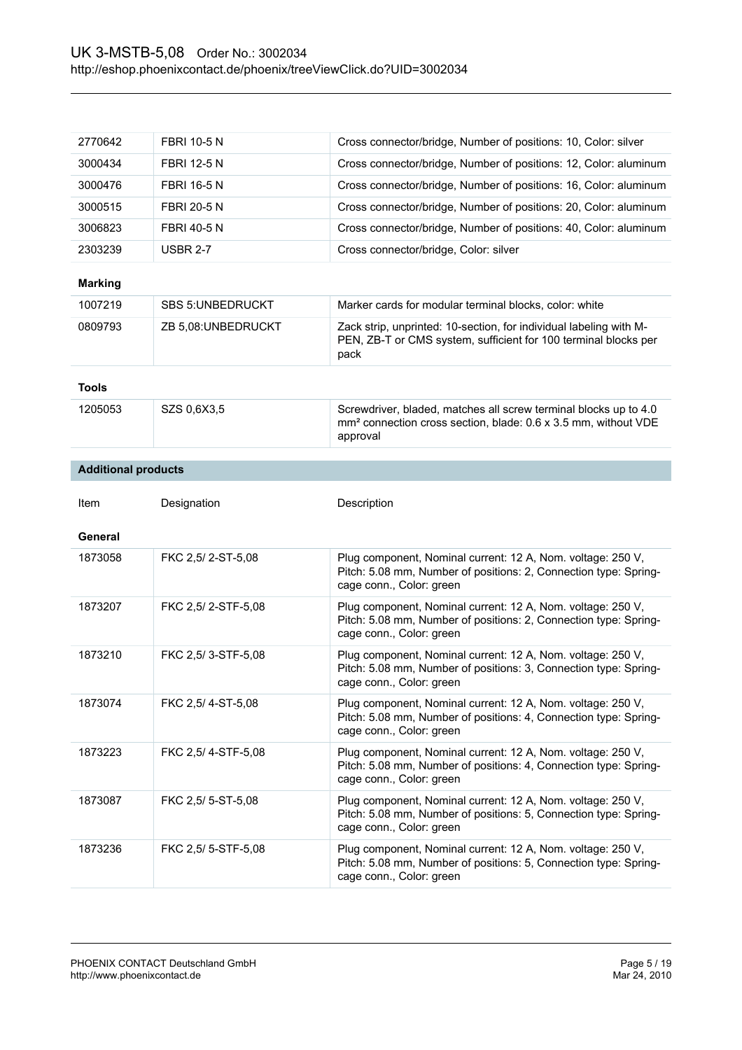| | | |
|---|---|---|
| 2770642 | FBRI 10-5 N | Cross connector/bridge, Number of positions: 10, Color: silver |
| 3000434 | FBRI 12-5 N | Cross connector/bridge, Number of positions: 12, Color: aluminum |
| 3000476 | FBRI 16-5 N | Cross connector/bridge, Number of positions: 16, Color: aluminum |
| 3000515 | FBRI 20-5 N | Cross connector/bridge, Number of positions: 20, Color: aluminum |
| 3006823 | FBRI 40-5 N | Cross connector/bridge, Number of positions: 40, Color: aluminum |
| 2303239 | USBR 2-7 | Cross connector/bridge, Color: silver |

**Marking**

| | | |
|---|---|---|
| 1007219 | SBS 5:UNBEDRUCKT | Marker cards for modular terminal blocks, color: white |
| 0809793 | ZB 5,08:UNBEDRUCKT | Zack strip, unprinted: 10-section, for individual labeling with M-PEN, ZB-T or CMS system, sufficient for 100 terminal blocks per pack |

**Tools**

| | | |
|---|---|---|
| 1205053 | SZS 0,6X3,5 | Screwdriver, bladed, matches all screw terminal blocks up to 4.0 mm² connection cross section, blade: 0.6 x 3.5 mm, without VDE approval |

## Additional products

| Item | Designation | Description |
|---|---|---|
| **General** | | |
| 1873058 | FKC 2,5/ 2-ST-5,08 | Plug component, Nominal current: 12 A, Nom. voltage: 250 V, Pitch: 5.08 mm, Number of positions: 2, Connection type: Spring-cage conn., Color: green |
| 1873207 | FKC 2,5/ 2-STF-5,08 | Plug component, Nominal current: 12 A, Nom. voltage: 250 V, Pitch: 5.08 mm, Number of positions: 2, Connection type: Spring-cage conn., Color: green |
| 1873210 | FKC 2,5/ 3-STF-5,08 | Plug component, Nominal current: 12 A, Nom. voltage: 250 V, Pitch: 5.08 mm, Number of positions: 3, Connection type: Spring-cage conn., Color: green |
| 1873074 | FKC 2,5/ 4-ST-5,08 | Plug component, Nominal current: 12 A, Nom. voltage: 250 V, Pitch: 5.08 mm, Number of positions: 4, Connection type: Spring-cage conn., Color: green |
| 1873223 | FKC 2,5/ 4-STF-5,08 | Plug component, Nominal current: 12 A, Nom. voltage: 250 V, Pitch: 5.08 mm, Number of positions: 4, Connection type: Spring-cage conn., Color: green |
| 1873087 | FKC 2,5/ 5-ST-5,08 | Plug component, Nominal current: 12 A, Nom. voltage: 250 V, Pitch: 5.08 mm, Number of positions: 5, Connection type: Spring-cage conn., Color: green |
| 1873236 | FKC 2,5/ 5-STF-5,08 | Plug component, Nominal current: 12 A, Nom. voltage: 250 V, Pitch: 5.08 mm, Number of positions: 5, Connection type: Spring-cage conn., Color: green |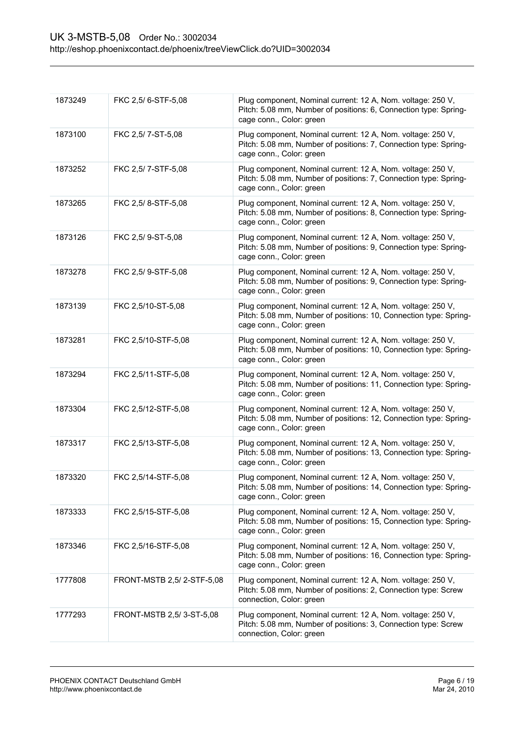| | | |
|---|---|---|
| 1873249 | FKC 2,5/ 6-STF-5,08 | Plug component, Nominal current: 12 A, Nom. voltage: 250 V, Pitch: 5.08 mm, Number of positions: 6, Connection type: Spring-cage conn., Color: green |
| 1873100 | FKC 2,5/ 7-ST-5,08 | Plug component, Nominal current: 12 A, Nom. voltage: 250 V, Pitch: 5.08 mm, Number of positions: 7, Connection type: Spring-cage conn., Color: green |
| 1873252 | FKC 2,5/ 7-STF-5,08 | Plug component, Nominal current: 12 A, Nom. voltage: 250 V, Pitch: 5.08 mm, Number of positions: 7, Connection type: Spring-cage conn., Color: green |
| 1873265 | FKC 2,5/ 8-STF-5,08 | Plug component, Nominal current: 12 A, Nom. voltage: 250 V, Pitch: 5.08 mm, Number of positions: 8, Connection type: Spring-cage conn., Color: green |
| 1873126 | FKC 2,5/ 9-ST-5,08 | Plug component, Nominal current: 12 A, Nom. voltage: 250 V, Pitch: 5.08 mm, Number of positions: 9, Connection type: Spring-cage conn., Color: green |
| 1873278 | FKC 2,5/ 9-STF-5,08 | Plug component, Nominal current: 12 A, Nom. voltage: 250 V, Pitch: 5.08 mm, Number of positions: 9, Connection type: Spring-cage conn., Color: green |
| 1873139 | FKC 2,5/10-ST-5,08 | Plug component, Nominal current: 12 A, Nom. voltage: 250 V, Pitch: 5.08 mm, Number of positions: 10, Connection type: Spring-cage conn., Color: green |
| 1873281 | FKC 2,5/10-STF-5,08 | Plug component, Nominal current: 12 A, Nom. voltage: 250 V, Pitch: 5.08 mm, Number of positions: 10, Connection type: Spring-cage conn., Color: green |
| 1873294 | FKC 2,5/11-STF-5,08 | Plug component, Nominal current: 12 A, Nom. voltage: 250 V, Pitch: 5.08 mm, Number of positions: 11, Connection type: Spring-cage conn., Color: green |
| 1873304 | FKC 2,5/12-STF-5,08 | Plug component, Nominal current: 12 A, Nom. voltage: 250 V, Pitch: 5.08 mm, Number of positions: 12, Connection type: Spring-cage conn., Color: green |
| 1873317 | FKC 2,5/13-STF-5,08 | Plug component, Nominal current: 12 A, Nom. voltage: 250 V, Pitch: 5.08 mm, Number of positions: 13, Connection type: Spring-cage conn., Color: green |
| 1873320 | FKC 2,5/14-STF-5,08 | Plug component, Nominal current: 12 A, Nom. voltage: 250 V, Pitch: 5.08 mm, Number of positions: 14, Connection type: Spring-cage conn., Color: green |
| 1873333 | FKC 2,5/15-STF-5,08 | Plug component, Nominal current: 12 A, Nom. voltage: 250 V, Pitch: 5.08 mm, Number of positions: 15, Connection type: Spring-cage conn., Color: green |
| 1873346 | FKC 2,5/16-STF-5,08 | Plug component, Nominal current: 12 A, Nom. voltage: 250 V, Pitch: 5.08 mm, Number of positions: 16, Connection type: Spring-cage conn., Color: green |
| 1777808 | FRONT-MSTB 2,5/ 2-STF-5,08 | Plug component, Nominal current: 12 A, Nom. voltage: 250 V, Pitch: 5.08 mm, Number of positions: 2, Connection type: Screw connection, Color: green |
| 1777293 | FRONT-MSTB 2,5/ 3-ST-5,08 | Plug component, Nominal current: 12 A, Nom. voltage: 250 V, Pitch: 5.08 mm, Number of positions: 3, Connection type: Screw connection, Color: green |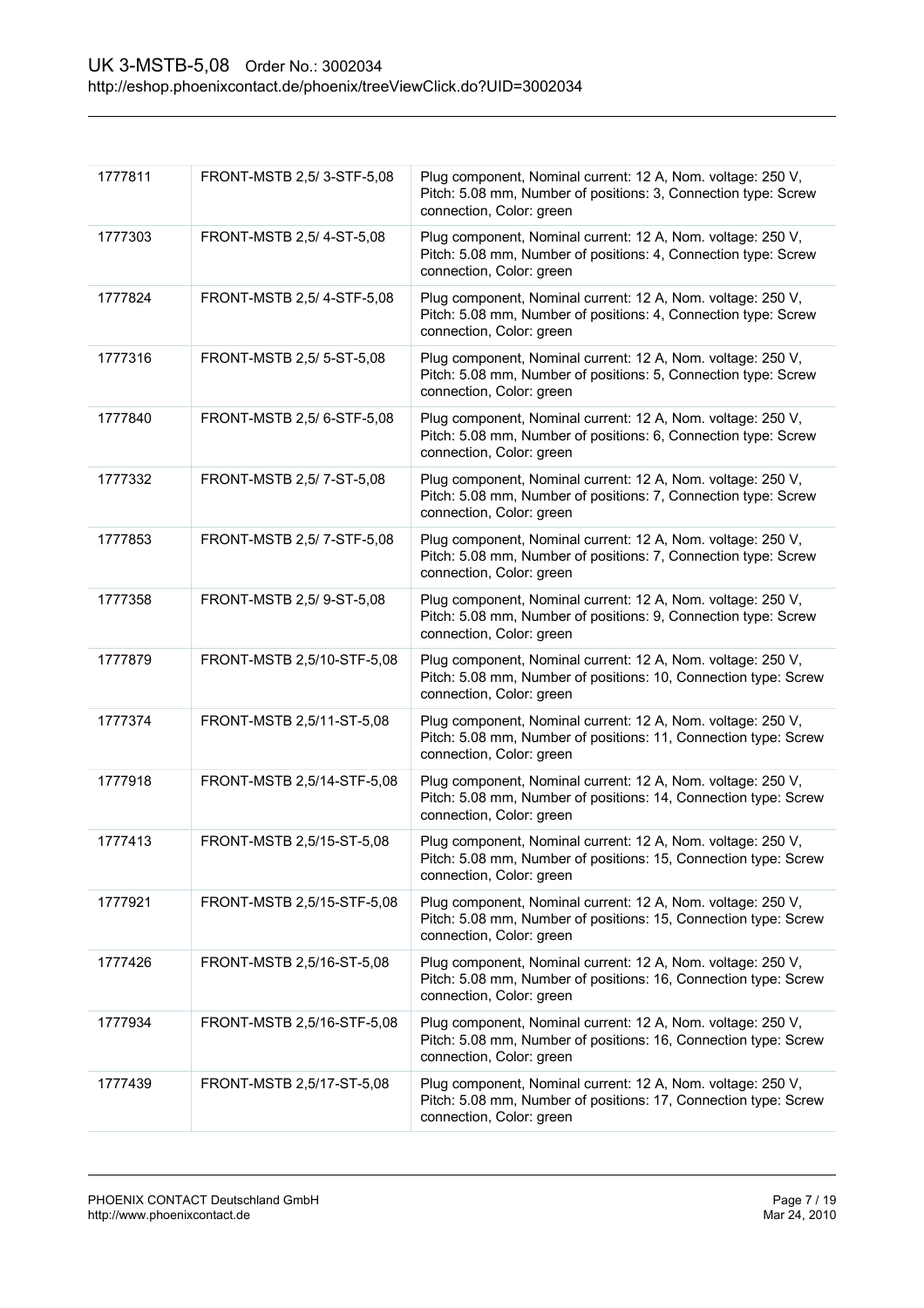| 1777811 | FRONT-MSTB 2,5/ 3-STF-5,08 | Plug component, Nominal current: 12 A, Nom. voltage: 250 V, Pitch: 5.08 mm, Number of positions: 3, Connection type: Screw connection, Color: green |
|---|---|---|
| 1777303 | FRONT-MSTB 2,5/ 4-ST-5,08 | Plug component, Nominal current: 12 A, Nom. voltage: 250 V, Pitch: 5.08 mm, Number of positions: 4, Connection type: Screw connection, Color: green |
| 1777824 | FRONT-MSTB 2,5/ 4-STF-5,08 | Plug component, Nominal current: 12 A, Nom. voltage: 250 V, Pitch: 5.08 mm, Number of positions: 4, Connection type: Screw connection, Color: green |
| 1777316 | FRONT-MSTB 2,5/ 5-ST-5,08 | Plug component, Nominal current: 12 A, Nom. voltage: 250 V, Pitch: 5.08 mm, Number of positions: 5, Connection type: Screw connection, Color: green |
| 1777840 | FRONT-MSTB 2,5/ 6-STF-5,08 | Plug component, Nominal current: 12 A, Nom. voltage: 250 V, Pitch: 5.08 mm, Number of positions: 6, Connection type: Screw connection, Color: green |
| 1777332 | FRONT-MSTB 2,5/ 7-ST-5,08 | Plug component, Nominal current: 12 A, Nom. voltage: 250 V, Pitch: 5.08 mm, Number of positions: 7, Connection type: Screw connection, Color: green |
| 1777853 | FRONT-MSTB 2,5/ 7-STF-5,08 | Plug component, Nominal current: 12 A, Nom. voltage: 250 V, Pitch: 5.08 mm, Number of positions: 7, Connection type: Screw connection, Color: green |
| 1777358 | FRONT-MSTB 2,5/ 9-ST-5,08 | Plug component, Nominal current: 12 A, Nom. voltage: 250 V, Pitch: 5.08 mm, Number of positions: 9, Connection type: Screw connection, Color: green |
| 1777879 | FRONT-MSTB 2,5/10-STF-5,08 | Plug component, Nominal current: 12 A, Nom. voltage: 250 V, Pitch: 5.08 mm, Number of positions: 10, Connection type: Screw connection, Color: green |
| 1777374 | FRONT-MSTB 2,5/11-ST-5,08 | Plug component, Nominal current: 12 A, Nom. voltage: 250 V, Pitch: 5.08 mm, Number of positions: 11, Connection type: Screw connection, Color: green |
| 1777918 | FRONT-MSTB 2,5/14-STF-5,08 | Plug component, Nominal current: 12 A, Nom. voltage: 250 V, Pitch: 5.08 mm, Number of positions: 14, Connection type: Screw connection, Color: green |
| 1777413 | FRONT-MSTB 2,5/15-ST-5,08 | Plug component, Nominal current: 12 A, Nom. voltage: 250 V, Pitch: 5.08 mm, Number of positions: 15, Connection type: Screw connection, Color: green |
| 1777921 | FRONT-MSTB 2,5/15-STF-5,08 | Plug component, Nominal current: 12 A, Nom. voltage: 250 V, Pitch: 5.08 mm, Number of positions: 15, Connection type: Screw connection, Color: green |
| 1777426 | FRONT-MSTB 2,5/16-ST-5,08 | Plug component, Nominal current: 12 A, Nom. voltage: 250 V, Pitch: 5.08 mm, Number of positions: 16, Connection type: Screw connection, Color: green |
| 1777934 | FRONT-MSTB 2,5/16-STF-5,08 | Plug component, Nominal current: 12 A, Nom. voltage: 250 V, Pitch: 5.08 mm, Number of positions: 16, Connection type: Screw connection, Color: green |
| 1777439 | FRONT-MSTB 2,5/17-ST-5,08 | Plug component, Nominal current: 12 A, Nom. voltage: 250 V, Pitch: 5.08 mm, Number of positions: 17, Connection type: Screw connection, Color: green |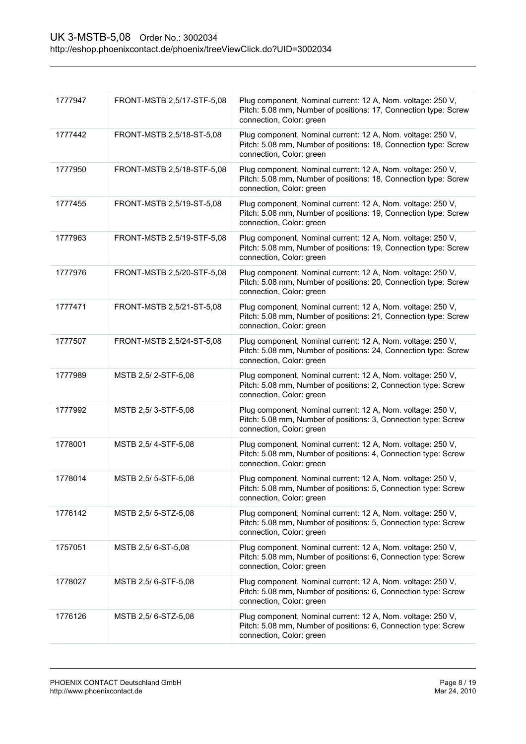| | | |
|---|---|---|
| 1777947 | FRONT-MSTB 2,5/17-STF-5,08 | Plug component, Nominal current: 12 A, Nom. voltage: 250 V, Pitch: 5.08 mm, Number of positions: 17, Connection type: Screw connection, Color: green |
| 1777442 | FRONT-MSTB 2,5/18-ST-5,08 | Plug component, Nominal current: 12 A, Nom. voltage: 250 V, Pitch: 5.08 mm, Number of positions: 18, Connection type: Screw connection, Color: green |
| 1777950 | FRONT-MSTB 2,5/18-STF-5,08 | Plug component, Nominal current: 12 A, Nom. voltage: 250 V, Pitch: 5.08 mm, Number of positions: 18, Connection type: Screw connection, Color: green |
| 1777455 | FRONT-MSTB 2,5/19-ST-5,08 | Plug component, Nominal current: 12 A, Nom. voltage: 250 V, Pitch: 5.08 mm, Number of positions: 19, Connection type: Screw connection, Color: green |
| 1777963 | FRONT-MSTB 2,5/19-STF-5,08 | Plug component, Nominal current: 12 A, Nom. voltage: 250 V, Pitch: 5.08 mm, Number of positions: 19, Connection type: Screw connection, Color: green |
| 1777976 | FRONT-MSTB 2,5/20-STF-5,08 | Plug component, Nominal current: 12 A, Nom. voltage: 250 V, Pitch: 5.08 mm, Number of positions: 20, Connection type: Screw connection, Color: green |
| 1777471 | FRONT-MSTB 2,5/21-ST-5,08 | Plug component, Nominal current: 12 A, Nom. voltage: 250 V, Pitch: 5.08 mm, Number of positions: 21, Connection type: Screw connection, Color: green |
| 1777507 | FRONT-MSTB 2,5/24-ST-5,08 | Plug component, Nominal current: 12 A, Nom. voltage: 250 V, Pitch: 5.08 mm, Number of positions: 24, Connection type: Screw connection, Color: green |
| 1777989 | MSTB 2,5/ 2-STF-5,08 | Plug component, Nominal current: 12 A, Nom. voltage: 250 V, Pitch: 5.08 mm, Number of positions: 2, Connection type: Screw connection, Color: green |
| 1777992 | MSTB 2,5/ 3-STF-5,08 | Plug component, Nominal current: 12 A, Nom. voltage: 250 V, Pitch: 5.08 mm, Number of positions: 3, Connection type: Screw connection, Color: green |
| 1778001 | MSTB 2,5/ 4-STF-5,08 | Plug component, Nominal current: 12 A, Nom. voltage: 250 V, Pitch: 5.08 mm, Number of positions: 4, Connection type: Screw connection, Color: green |
| 1778014 | MSTB 2,5/ 5-STF-5,08 | Plug component, Nominal current: 12 A, Nom. voltage: 250 V, Pitch: 5.08 mm, Number of positions: 5, Connection type: Screw connection, Color: green |
| 1776142 | MSTB 2,5/ 5-STZ-5,08 | Plug component, Nominal current: 12 A, Nom. voltage: 250 V, Pitch: 5.08 mm, Number of positions: 5, Connection type: Screw connection, Color: green |
| 1757051 | MSTB 2,5/ 6-ST-5,08 | Plug component, Nominal current: 12 A, Nom. voltage: 250 V, Pitch: 5.08 mm, Number of positions: 6, Connection type: Screw connection, Color: green |
| 1778027 | MSTB 2,5/ 6-STF-5,08 | Plug component, Nominal current: 12 A, Nom. voltage: 250 V, Pitch: 5.08 mm, Number of positions: 6, Connection type: Screw connection, Color: green |
| 1776126 | MSTB 2,5/ 6-STZ-5,08 | Plug component, Nominal current: 12 A, Nom. voltage: 250 V, Pitch: 5.08 mm, Number of positions: 6, Connection type: Screw connection, Color: green |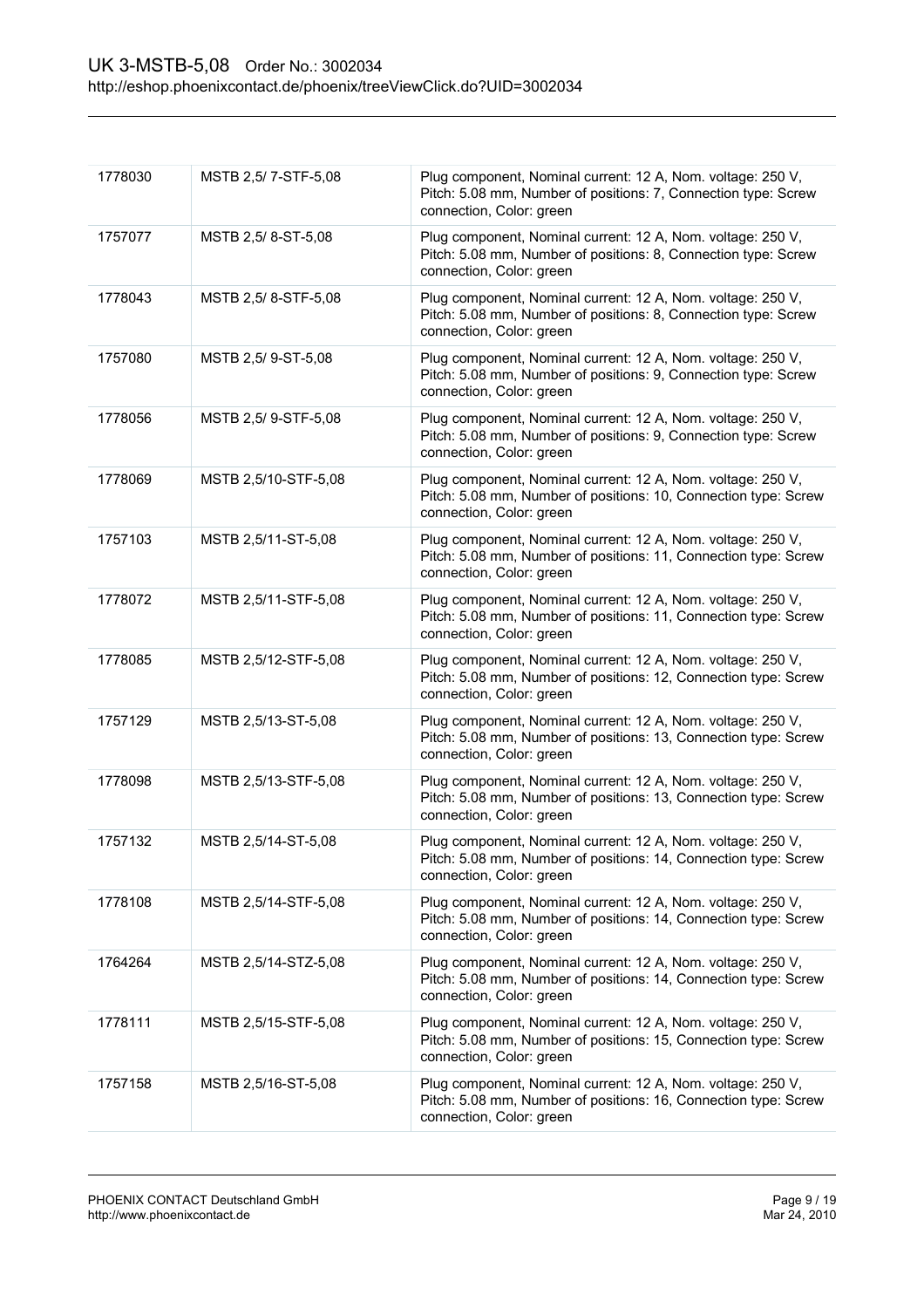| | | |
|---|---|---|
| 1778030 | MSTB 2,5/ 7-STF-5,08 | Plug component, Nominal current: 12 A, Nom. voltage: 250 V, Pitch: 5.08 mm, Number of positions: 7, Connection type: Screw connection, Color: green |
| 1757077 | MSTB 2,5/ 8-ST-5,08 | Plug component, Nominal current: 12 A, Nom. voltage: 250 V, Pitch: 5.08 mm, Number of positions: 8, Connection type: Screw connection, Color: green |
| 1778043 | MSTB 2,5/ 8-STF-5,08 | Plug component, Nominal current: 12 A, Nom. voltage: 250 V, Pitch: 5.08 mm, Number of positions: 8, Connection type: Screw connection, Color: green |
| 1757080 | MSTB 2,5/ 9-ST-5,08 | Plug component, Nominal current: 12 A, Nom. voltage: 250 V, Pitch: 5.08 mm, Number of positions: 9, Connection type: Screw connection, Color: green |
| 1778056 | MSTB 2,5/ 9-STF-5,08 | Plug component, Nominal current: 12 A, Nom. voltage: 250 V, Pitch: 5.08 mm, Number of positions: 9, Connection type: Screw connection, Color: green |
| 1778069 | MSTB 2,5/10-STF-5,08 | Plug component, Nominal current: 12 A, Nom. voltage: 250 V, Pitch: 5.08 mm, Number of positions: 10, Connection type: Screw connection, Color: green |
| 1757103 | MSTB 2,5/11-ST-5,08 | Plug component, Nominal current: 12 A, Nom. voltage: 250 V, Pitch: 5.08 mm, Number of positions: 11, Connection type: Screw connection, Color: green |
| 1778072 | MSTB 2,5/11-STF-5,08 | Plug component, Nominal current: 12 A, Nom. voltage: 250 V, Pitch: 5.08 mm, Number of positions: 11, Connection type: Screw connection, Color: green |
| 1778085 | MSTB 2,5/12-STF-5,08 | Plug component, Nominal current: 12 A, Nom. voltage: 250 V, Pitch: 5.08 mm, Number of positions: 12, Connection type: Screw connection, Color: green |
| 1757129 | MSTB 2,5/13-ST-5,08 | Plug component, Nominal current: 12 A, Nom. voltage: 250 V, Pitch: 5.08 mm, Number of positions: 13, Connection type: Screw connection, Color: green |
| 1778098 | MSTB 2,5/13-STF-5,08 | Plug component, Nominal current: 12 A, Nom. voltage: 250 V, Pitch: 5.08 mm, Number of positions: 13, Connection type: Screw connection, Color: green |
| 1757132 | MSTB 2,5/14-ST-5,08 | Plug component, Nominal current: 12 A, Nom. voltage: 250 V, Pitch: 5.08 mm, Number of positions: 14, Connection type: Screw connection, Color: green |
| 1778108 | MSTB 2,5/14-STF-5,08 | Plug component, Nominal current: 12 A, Nom. voltage: 250 V, Pitch: 5.08 mm, Number of positions: 14, Connection type: Screw connection, Color: green |
| 1764264 | MSTB 2,5/14-STZ-5,08 | Plug component, Nominal current: 12 A, Nom. voltage: 250 V, Pitch: 5.08 mm, Number of positions: 14, Connection type: Screw connection, Color: green |
| 1778111 | MSTB 2,5/15-STF-5,08 | Plug component, Nominal current: 12 A, Nom. voltage: 250 V, Pitch: 5.08 mm, Number of positions: 15, Connection type: Screw connection, Color: green |
| 1757158 | MSTB 2,5/16-ST-5,08 | Plug component, Nominal current: 12 A, Nom. voltage: 250 V, Pitch: 5.08 mm, Number of positions: 16, Connection type: Screw connection, Color: green |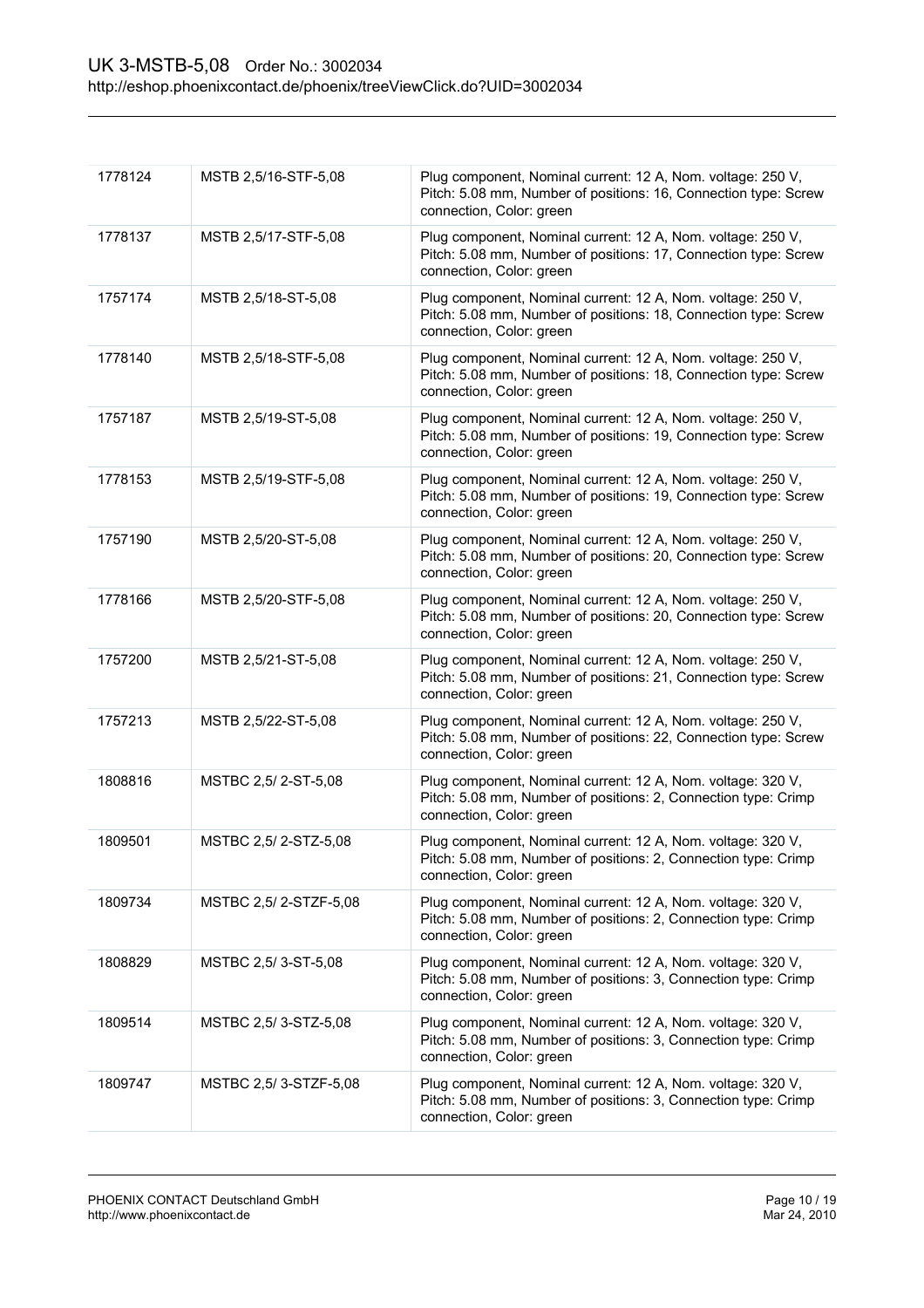| | | |
|---|---|---|
| 1778124 | MSTB 2,5/16-STF-5,08 | Plug component, Nominal current: 12 A, Nom. voltage: 250 V, Pitch: 5.08 mm, Number of positions: 16, Connection type: Screw connection, Color: green |
| 1778137 | MSTB 2,5/17-STF-5,08 | Plug component, Nominal current: 12 A, Nom. voltage: 250 V, Pitch: 5.08 mm, Number of positions: 17, Connection type: Screw connection, Color: green |
| 1757174 | MSTB 2,5/18-ST-5,08 | Plug component, Nominal current: 12 A, Nom. voltage: 250 V, Pitch: 5.08 mm, Number of positions: 18, Connection type: Screw connection, Color: green |
| 1778140 | MSTB 2,5/18-STF-5,08 | Plug component, Nominal current: 12 A, Nom. voltage: 250 V, Pitch: 5.08 mm, Number of positions: 18, Connection type: Screw connection, Color: green |
| 1757187 | MSTB 2,5/19-ST-5,08 | Plug component, Nominal current: 12 A, Nom. voltage: 250 V, Pitch: 5.08 mm, Number of positions: 19, Connection type: Screw connection, Color: green |
| 1778153 | MSTB 2,5/19-STF-5,08 | Plug component, Nominal current: 12 A, Nom. voltage: 250 V, Pitch: 5.08 mm, Number of positions: 19, Connection type: Screw connection, Color: green |
| 1757190 | MSTB 2,5/20-ST-5,08 | Plug component, Nominal current: 12 A, Nom. voltage: 250 V, Pitch: 5.08 mm, Number of positions: 20, Connection type: Screw connection, Color: green |
| 1778166 | MSTB 2,5/20-STF-5,08 | Plug component, Nominal current: 12 A, Nom. voltage: 250 V, Pitch: 5.08 mm, Number of positions: 20, Connection type: Screw connection, Color: green |
| 1757200 | MSTB 2,5/21-ST-5,08 | Plug component, Nominal current: 12 A, Nom. voltage: 250 V, Pitch: 5.08 mm, Number of positions: 21, Connection type: Screw connection, Color: green |
| 1757213 | MSTB 2,5/22-ST-5,08 | Plug component, Nominal current: 12 A, Nom. voltage: 250 V, Pitch: 5.08 mm, Number of positions: 22, Connection type: Screw connection, Color: green |
| 1808816 | MSTBC 2,5/ 2-ST-5,08 | Plug component, Nominal current: 12 A, Nom. voltage: 320 V, Pitch: 5.08 mm, Number of positions: 2, Connection type: Crimp connection, Color: green |
| 1809501 | MSTBC 2,5/ 2-STZ-5,08 | Plug component, Nominal current: 12 A, Nom. voltage: 320 V, Pitch: 5.08 mm, Number of positions: 2, Connection type: Crimp connection, Color: green |
| 1809734 | MSTBC 2,5/ 2-STZF-5,08 | Plug component, Nominal current: 12 A, Nom. voltage: 320 V, Pitch: 5.08 mm, Number of positions: 2, Connection type: Crimp connection, Color: green |
| 1808829 | MSTBC 2,5/ 3-ST-5,08 | Plug component, Nominal current: 12 A, Nom. voltage: 320 V, Pitch: 5.08 mm, Number of positions: 3, Connection type: Crimp connection, Color: green |
| 1809514 | MSTBC 2,5/ 3-STZ-5,08 | Plug component, Nominal current: 12 A, Nom. voltage: 320 V, Pitch: 5.08 mm, Number of positions: 3, Connection type: Crimp connection, Color: green |
| 1809747 | MSTBC 2,5/ 3-STZF-5,08 | Plug component, Nominal current: 12 A, Nom. voltage: 320 V, Pitch: 5.08 mm, Number of positions: 3, Connection type: Crimp connection, Color: green |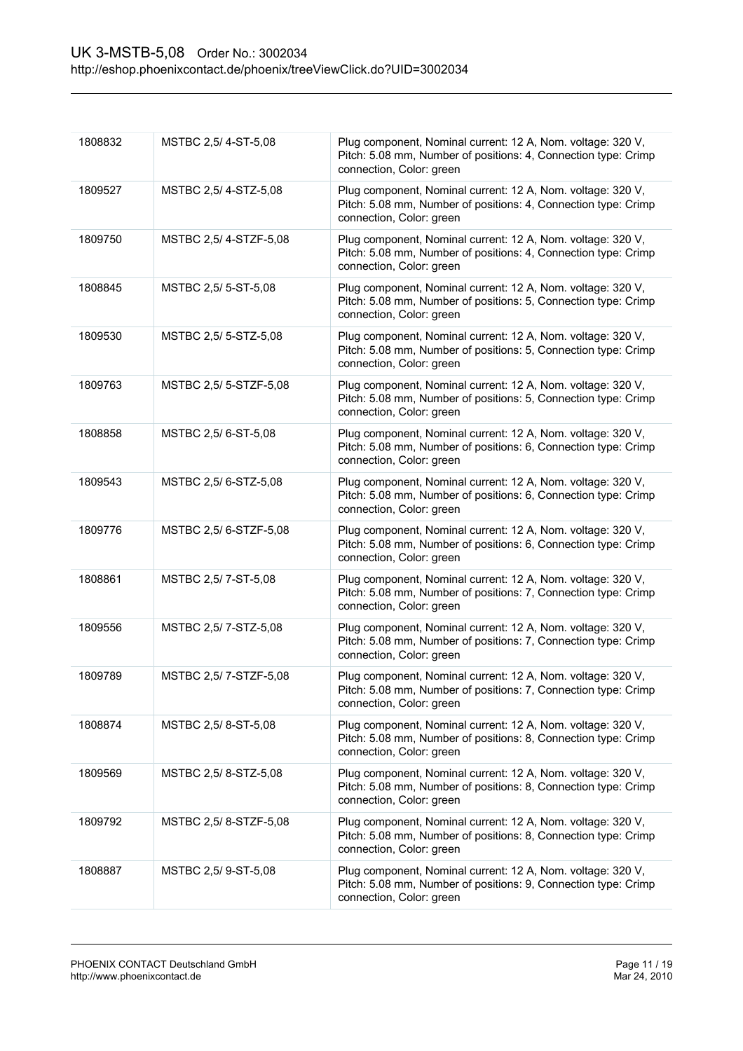| | | |
|---|---|---|
| 1808832 | MSTBC 2,5/ 4-ST-5,08 | Plug component, Nominal current: 12 A, Nom. voltage: 320 V, Pitch: 5.08 mm, Number of positions: 4, Connection type: Crimp connection, Color: green |
| 1809527 | MSTBC 2,5/ 4-STZ-5,08 | Plug component, Nominal current: 12 A, Nom. voltage: 320 V, Pitch: 5.08 mm, Number of positions: 4, Connection type: Crimp connection, Color: green |
| 1809750 | MSTBC 2,5/ 4-STZF-5,08 | Plug component, Nominal current: 12 A, Nom. voltage: 320 V, Pitch: 5.08 mm, Number of positions: 4, Connection type: Crimp connection, Color: green |
| 1808845 | MSTBC 2,5/ 5-ST-5,08 | Plug component, Nominal current: 12 A, Nom. voltage: 320 V, Pitch: 5.08 mm, Number of positions: 5, Connection type: Crimp connection, Color: green |
| 1809530 | MSTBC 2,5/ 5-STZ-5,08 | Plug component, Nominal current: 12 A, Nom. voltage: 320 V, Pitch: 5.08 mm, Number of positions: 5, Connection type: Crimp connection, Color: green |
| 1809763 | MSTBC 2,5/ 5-STZF-5,08 | Plug component, Nominal current: 12 A, Nom. voltage: 320 V, Pitch: 5.08 mm, Number of positions: 5, Connection type: Crimp connection, Color: green |
| 1808858 | MSTBC 2,5/ 6-ST-5,08 | Plug component, Nominal current: 12 A, Nom. voltage: 320 V, Pitch: 5.08 mm, Number of positions: 6, Connection type: Crimp connection, Color: green |
| 1809543 | MSTBC 2,5/ 6-STZ-5,08 | Plug component, Nominal current: 12 A, Nom. voltage: 320 V, Pitch: 5.08 mm, Number of positions: 6, Connection type: Crimp connection, Color: green |
| 1809776 | MSTBC 2,5/ 6-STZF-5,08 | Plug component, Nominal current: 12 A, Nom. voltage: 320 V, Pitch: 5.08 mm, Number of positions: 6, Connection type: Crimp connection, Color: green |
| 1808861 | MSTBC 2,5/ 7-ST-5,08 | Plug component, Nominal current: 12 A, Nom. voltage: 320 V, Pitch: 5.08 mm, Number of positions: 7, Connection type: Crimp connection, Color: green |
| 1809556 | MSTBC 2,5/ 7-STZ-5,08 | Plug component, Nominal current: 12 A, Nom. voltage: 320 V, Pitch: 5.08 mm, Number of positions: 7, Connection type: Crimp connection, Color: green |
| 1809789 | MSTBC 2,5/ 7-STZF-5,08 | Plug component, Nominal current: 12 A, Nom. voltage: 320 V, Pitch: 5.08 mm, Number of positions: 7, Connection type: Crimp connection, Color: green |
| 1808874 | MSTBC 2,5/ 8-ST-5,08 | Plug component, Nominal current: 12 A, Nom. voltage: 320 V, Pitch: 5.08 mm, Number of positions: 8, Connection type: Crimp connection, Color: green |
| 1809569 | MSTBC 2,5/ 8-STZ-5,08 | Plug component, Nominal current: 12 A, Nom. voltage: 320 V, Pitch: 5.08 mm, Number of positions: 8, Connection type: Crimp connection, Color: green |
| 1809792 | MSTBC 2,5/ 8-STZF-5,08 | Plug component, Nominal current: 12 A, Nom. voltage: 320 V, Pitch: 5.08 mm, Number of positions: 8, Connection type: Crimp connection, Color: green |
| 1808887 | MSTBC 2,5/ 9-ST-5,08 | Plug component, Nominal current: 12 A, Nom. voltage: 320 V, Pitch: 5.08 mm, Number of positions: 9, Connection type: Crimp connection, Color: green |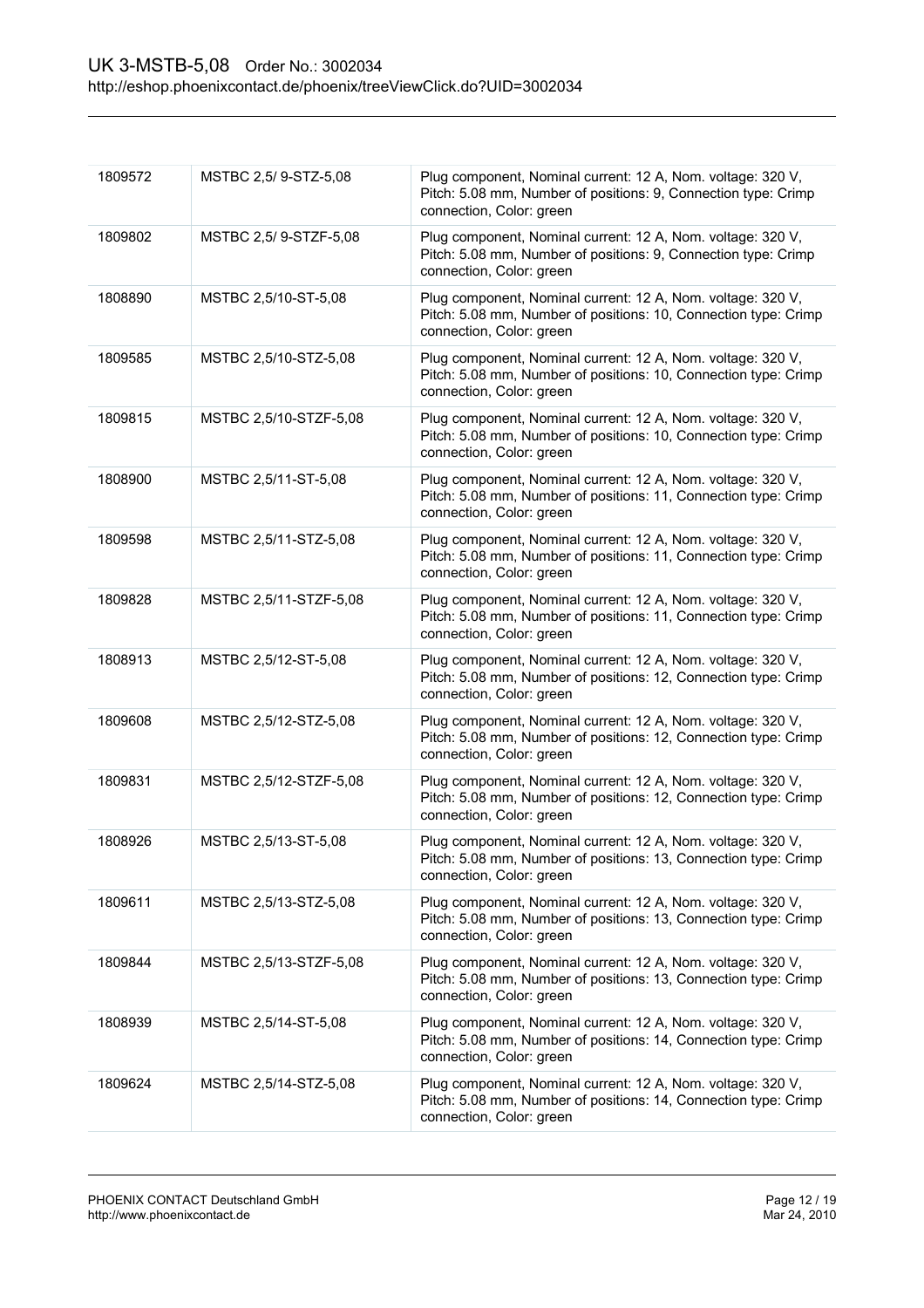| 1809572 | MSTBC 2,5/ 9-STZ-5,08 | Plug component, Nominal current: 12 A, Nom. voltage: 320 V, Pitch: 5.08 mm, Number of positions: 9, Connection type: Crimp connection, Color: green |
|---|---|---|
| 1809802 | MSTBC 2,5/ 9-STZF-5,08 | Plug component, Nominal current: 12 A, Nom. voltage: 320 V, Pitch: 5.08 mm, Number of positions: 9, Connection type: Crimp connection, Color: green |
| 1808890 | MSTBC 2,5/10-ST-5,08 | Plug component, Nominal current: 12 A, Nom. voltage: 320 V, Pitch: 5.08 mm, Number of positions: 10, Connection type: Crimp connection, Color: green |
| 1809585 | MSTBC 2,5/10-STZ-5,08 | Plug component, Nominal current: 12 A, Nom. voltage: 320 V, Pitch: 5.08 mm, Number of positions: 10, Connection type: Crimp connection, Color: green |
| 1809815 | MSTBC 2,5/10-STZF-5,08 | Plug component, Nominal current: 12 A, Nom. voltage: 320 V, Pitch: 5.08 mm, Number of positions: 10, Connection type: Crimp connection, Color: green |
| 1808900 | MSTBC 2,5/11-ST-5,08 | Plug component, Nominal current: 12 A, Nom. voltage: 320 V, Pitch: 5.08 mm, Number of positions: 11, Connection type: Crimp connection, Color: green |
| 1809598 | MSTBC 2,5/11-STZ-5,08 | Plug component, Nominal current: 12 A, Nom. voltage: 320 V, Pitch: 5.08 mm, Number of positions: 11, Connection type: Crimp connection, Color: green |
| 1809828 | MSTBC 2,5/11-STZF-5,08 | Plug component, Nominal current: 12 A, Nom. voltage: 320 V, Pitch: 5.08 mm, Number of positions: 11, Connection type: Crimp connection, Color: green |
| 1808913 | MSTBC 2,5/12-ST-5,08 | Plug component, Nominal current: 12 A, Nom. voltage: 320 V, Pitch: 5.08 mm, Number of positions: 12, Connection type: Crimp connection, Color: green |
| 1809608 | MSTBC 2,5/12-STZ-5,08 | Plug component, Nominal current: 12 A, Nom. voltage: 320 V, Pitch: 5.08 mm, Number of positions: 12, Connection type: Crimp connection, Color: green |
| 1809831 | MSTBC 2,5/12-STZF-5,08 | Plug component, Nominal current: 12 A, Nom. voltage: 320 V, Pitch: 5.08 mm, Number of positions: 12, Connection type: Crimp connection, Color: green |
| 1808926 | MSTBC 2,5/13-ST-5,08 | Plug component, Nominal current: 12 A, Nom. voltage: 320 V, Pitch: 5.08 mm, Number of positions: 13, Connection type: Crimp connection, Color: green |
| 1809611 | MSTBC 2,5/13-STZ-5,08 | Plug component, Nominal current: 12 A, Nom. voltage: 320 V, Pitch: 5.08 mm, Number of positions: 13, Connection type: Crimp connection, Color: green |
| 1809844 | MSTBC 2,5/13-STZF-5,08 | Plug component, Nominal current: 12 A, Nom. voltage: 320 V, Pitch: 5.08 mm, Number of positions: 13, Connection type: Crimp connection, Color: green |
| 1808939 | MSTBC 2,5/14-ST-5,08 | Plug component, Nominal current: 12 A, Nom. voltage: 320 V, Pitch: 5.08 mm, Number of positions: 14, Connection type: Crimp connection, Color: green |
| 1809624 | MSTBC 2,5/14-STZ-5,08 | Plug component, Nominal current: 12 A, Nom. voltage: 320 V, Pitch: 5.08 mm, Number of positions: 14, Connection type: Crimp connection, Color: green |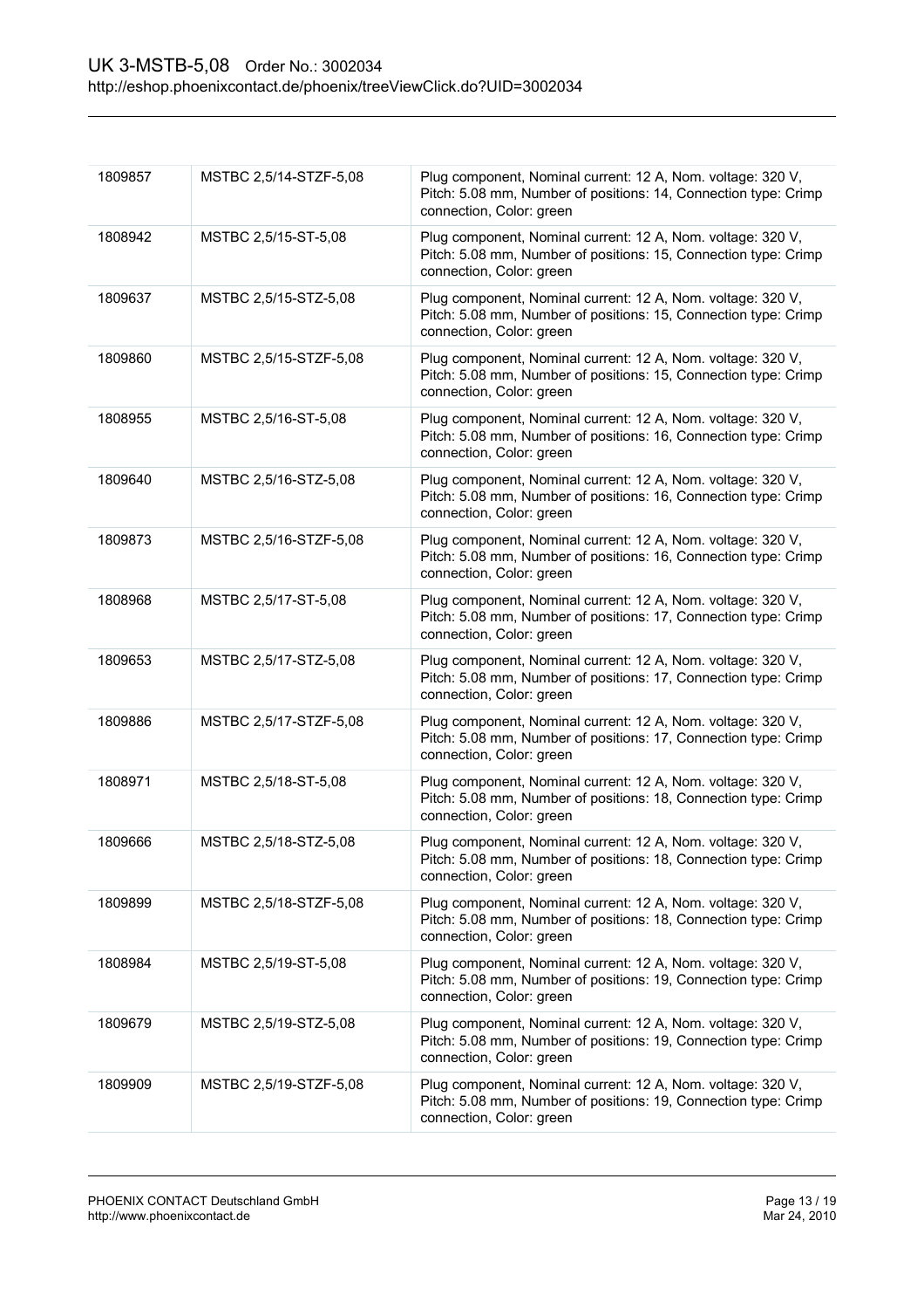| 1809857 | MSTBC 2,5/14-STZF-5,08 | Plug component, Nominal current: 12 A, Nom. voltage: 320 V, Pitch: 5.08 mm, Number of positions: 14, Connection type: Crimp connection, Color: green |
|---|---|---|
| 1808942 | MSTBC 2,5/15-ST-5,08 | Plug component, Nominal current: 12 A, Nom. voltage: 320 V, Pitch: 5.08 mm, Number of positions: 15, Connection type: Crimp connection, Color: green |
| 1809637 | MSTBC 2,5/15-STZ-5,08 | Plug component, Nominal current: 12 A, Nom. voltage: 320 V, Pitch: 5.08 mm, Number of positions: 15, Connection type: Crimp connection, Color: green |
| 1809860 | MSTBC 2,5/15-STZF-5,08 | Plug component, Nominal current: 12 A, Nom. voltage: 320 V, Pitch: 5.08 mm, Number of positions: 15, Connection type: Crimp connection, Color: green |
| 1808955 | MSTBC 2,5/16-ST-5,08 | Plug component, Nominal current: 12 A, Nom. voltage: 320 V, Pitch: 5.08 mm, Number of positions: 16, Connection type: Crimp connection, Color: green |
| 1809640 | MSTBC 2,5/16-STZ-5,08 | Plug component, Nominal current: 12 A, Nom. voltage: 320 V, Pitch: 5.08 mm, Number of positions: 16, Connection type: Crimp connection, Color: green |
| 1809873 | MSTBC 2,5/16-STZF-5,08 | Plug component, Nominal current: 12 A, Nom. voltage: 320 V, Pitch: 5.08 mm, Number of positions: 16, Connection type: Crimp connection, Color: green |
| 1808968 | MSTBC 2,5/17-ST-5,08 | Plug component, Nominal current: 12 A, Nom. voltage: 320 V, Pitch: 5.08 mm, Number of positions: 17, Connection type: Crimp connection, Color: green |
| 1809653 | MSTBC 2,5/17-STZ-5,08 | Plug component, Nominal current: 12 A, Nom. voltage: 320 V, Pitch: 5.08 mm, Number of positions: 17, Connection type: Crimp connection, Color: green |
| 1809886 | MSTBC 2,5/17-STZF-5,08 | Plug component, Nominal current: 12 A, Nom. voltage: 320 V, Pitch: 5.08 mm, Number of positions: 17, Connection type: Crimp connection, Color: green |
| 1808971 | MSTBC 2,5/18-ST-5,08 | Plug component, Nominal current: 12 A, Nom. voltage: 320 V, Pitch: 5.08 mm, Number of positions: 18, Connection type: Crimp connection, Color: green |
| 1809666 | MSTBC 2,5/18-STZ-5,08 | Plug component, Nominal current: 12 A, Nom. voltage: 320 V, Pitch: 5.08 mm, Number of positions: 18, Connection type: Crimp connection, Color: green |
| 1809899 | MSTBC 2,5/18-STZF-5,08 | Plug component, Nominal current: 12 A, Nom. voltage: 320 V, Pitch: 5.08 mm, Number of positions: 18, Connection type: Crimp connection, Color: green |
| 1808984 | MSTBC 2,5/19-ST-5,08 | Plug component, Nominal current: 12 A, Nom. voltage: 320 V, Pitch: 5.08 mm, Number of positions: 19, Connection type: Crimp connection, Color: green |
| 1809679 | MSTBC 2,5/19-STZ-5,08 | Plug component, Nominal current: 12 A, Nom. voltage: 320 V, Pitch: 5.08 mm, Number of positions: 19, Connection type: Crimp connection, Color: green |
| 1809909 | MSTBC 2,5/19-STZF-5,08 | Plug component, Nominal current: 12 A, Nom. voltage: 320 V, Pitch: 5.08 mm, Number of positions: 19, Connection type: Crimp connection, Color: green |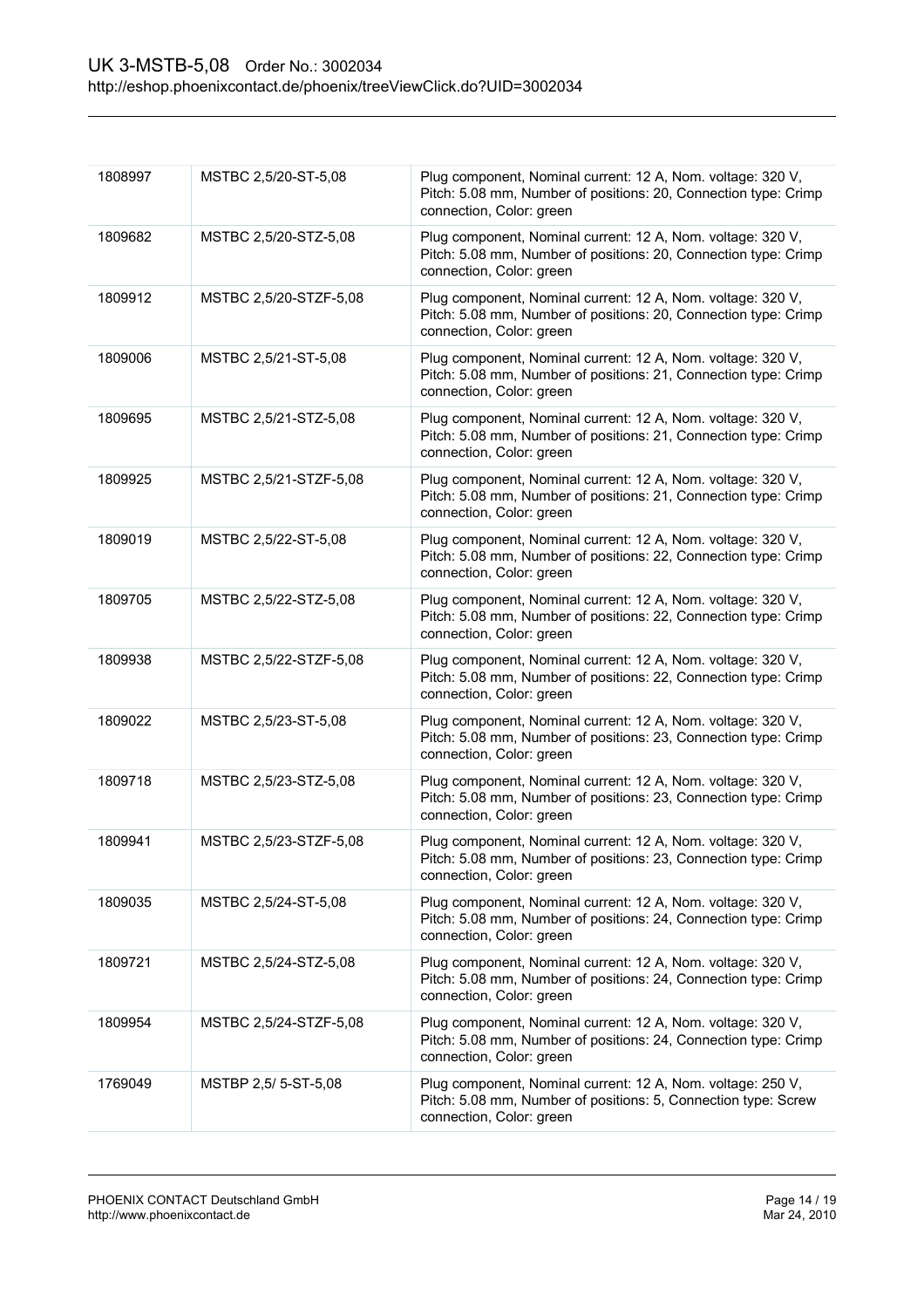| | | |
|---|---|---|
| 1808997 | MSTBC 2,5/20-ST-5,08 | Plug component, Nominal current: 12 A, Nom. voltage: 320 V, Pitch: 5.08 mm, Number of positions: 20, Connection type: Crimp connection, Color: green |
| 1809682 | MSTBC 2,5/20-STZ-5,08 | Plug component, Nominal current: 12 A, Nom. voltage: 320 V, Pitch: 5.08 mm, Number of positions: 20, Connection type: Crimp connection, Color: green |
| 1809912 | MSTBC 2,5/20-STZF-5,08 | Plug component, Nominal current: 12 A, Nom. voltage: 320 V, Pitch: 5.08 mm, Number of positions: 20, Connection type: Crimp connection, Color: green |
| 1809006 | MSTBC 2,5/21-ST-5,08 | Plug component, Nominal current: 12 A, Nom. voltage: 320 V, Pitch: 5.08 mm, Number of positions: 21, Connection type: Crimp connection, Color: green |
| 1809695 | MSTBC 2,5/21-STZ-5,08 | Plug component, Nominal current: 12 A, Nom. voltage: 320 V, Pitch: 5.08 mm, Number of positions: 21, Connection type: Crimp connection, Color: green |
| 1809925 | MSTBC 2,5/21-STZF-5,08 | Plug component, Nominal current: 12 A, Nom. voltage: 320 V, Pitch: 5.08 mm, Number of positions: 21, Connection type: Crimp connection, Color: green |
| 1809019 | MSTBC 2,5/22-ST-5,08 | Plug component, Nominal current: 12 A, Nom. voltage: 320 V, Pitch: 5.08 mm, Number of positions: 22, Connection type: Crimp connection, Color: green |
| 1809705 | MSTBC 2,5/22-STZ-5,08 | Plug component, Nominal current: 12 A, Nom. voltage: 320 V, Pitch: 5.08 mm, Number of positions: 22, Connection type: Crimp connection, Color: green |
| 1809938 | MSTBC 2,5/22-STZF-5,08 | Plug component, Nominal current: 12 A, Nom. voltage: 320 V, Pitch: 5.08 mm, Number of positions: 22, Connection type: Crimp connection, Color: green |
| 1809022 | MSTBC 2,5/23-ST-5,08 | Plug component, Nominal current: 12 A, Nom. voltage: 320 V, Pitch: 5.08 mm, Number of positions: 23, Connection type: Crimp connection, Color: green |
| 1809718 | MSTBC 2,5/23-STZ-5,08 | Plug component, Nominal current: 12 A, Nom. voltage: 320 V, Pitch: 5.08 mm, Number of positions: 23, Connection type: Crimp connection, Color: green |
| 1809941 | MSTBC 2,5/23-STZF-5,08 | Plug component, Nominal current: 12 A, Nom. voltage: 320 V, Pitch: 5.08 mm, Number of positions: 23, Connection type: Crimp connection, Color: green |
| 1809035 | MSTBC 2,5/24-ST-5,08 | Plug component, Nominal current: 12 A, Nom. voltage: 320 V, Pitch: 5.08 mm, Number of positions: 24, Connection type: Crimp connection, Color: green |
| 1809721 | MSTBC 2,5/24-STZ-5,08 | Plug component, Nominal current: 12 A, Nom. voltage: 320 V, Pitch: 5.08 mm, Number of positions: 24, Connection type: Crimp connection, Color: green |
| 1809954 | MSTBC 2,5/24-STZF-5,08 | Plug component, Nominal current: 12 A, Nom. voltage: 320 V, Pitch: 5.08 mm, Number of positions: 24, Connection type: Crimp connection, Color: green |
| 1769049 | MSTBP 2,5/ 5-ST-5,08 | Plug component, Nominal current: 12 A, Nom. voltage: 250 V, Pitch: 5.08 mm, Number of positions: 5, Connection type: Screw connection, Color: green |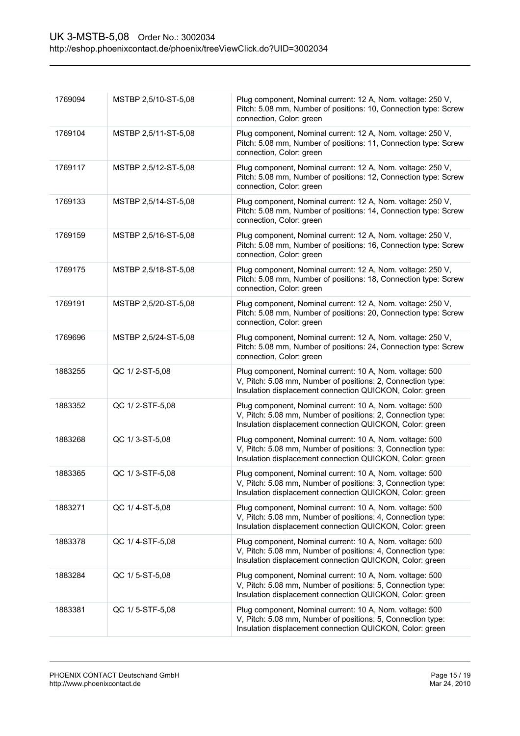| | | |
|---|---|---|
| 1769094 | MSTBP 2,5/10-ST-5,08 | Plug component, Nominal current: 12 A, Nom. voltage: 250 V, Pitch: 5.08 mm, Number of positions: 10, Connection type: Screw connection, Color: green |
| 1769104 | MSTBP 2,5/11-ST-5,08 | Plug component, Nominal current: 12 A, Nom. voltage: 250 V, Pitch: 5.08 mm, Number of positions: 11, Connection type: Screw connection, Color: green |
| 1769117 | MSTBP 2,5/12-ST-5,08 | Plug component, Nominal current: 12 A, Nom. voltage: 250 V, Pitch: 5.08 mm, Number of positions: 12, Connection type: Screw connection, Color: green |
| 1769133 | MSTBP 2,5/14-ST-5,08 | Plug component, Nominal current: 12 A, Nom. voltage: 250 V, Pitch: 5.08 mm, Number of positions: 14, Connection type: Screw connection, Color: green |
| 1769159 | MSTBP 2,5/16-ST-5,08 | Plug component, Nominal current: 12 A, Nom. voltage: 250 V, Pitch: 5.08 mm, Number of positions: 16, Connection type: Screw connection, Color: green |
| 1769175 | MSTBP 2,5/18-ST-5,08 | Plug component, Nominal current: 12 A, Nom. voltage: 250 V, Pitch: 5.08 mm, Number of positions: 18, Connection type: Screw connection, Color: green |
| 1769191 | MSTBP 2,5/20-ST-5,08 | Plug component, Nominal current: 12 A, Nom. voltage: 250 V, Pitch: 5.08 mm, Number of positions: 20, Connection type: Screw connection, Color: green |
| 1769696 | MSTBP 2,5/24-ST-5,08 | Plug component, Nominal current: 12 A, Nom. voltage: 250 V, Pitch: 5.08 mm, Number of positions: 24, Connection type: Screw connection, Color: green |
| 1883255 | QC 1/ 2-ST-5,08 | Plug component, Nominal current: 10 A, Nom. voltage: 500 V, Pitch: 5.08 mm, Number of positions: 2, Connection type: Insulation displacement connection QUICKON, Color: green |
| 1883352 | QC 1/ 2-STF-5,08 | Plug component, Nominal current: 10 A, Nom. voltage: 500 V, Pitch: 5.08 mm, Number of positions: 2, Connection type: Insulation displacement connection QUICKON, Color: green |
| 1883268 | QC 1/ 3-ST-5,08 | Plug component, Nominal current: 10 A, Nom. voltage: 500 V, Pitch: 5.08 mm, Number of positions: 3, Connection type: Insulation displacement connection QUICKON, Color: green |
| 1883365 | QC 1/ 3-STF-5,08 | Plug component, Nominal current: 10 A, Nom. voltage: 500 V, Pitch: 5.08 mm, Number of positions: 3, Connection type: Insulation displacement connection QUICKON, Color: green |
| 1883271 | QC 1/ 4-ST-5,08 | Plug component, Nominal current: 10 A, Nom. voltage: 500 V, Pitch: 5.08 mm, Number of positions: 4, Connection type: Insulation displacement connection QUICKON, Color: green |
| 1883378 | QC 1/ 4-STF-5,08 | Plug component, Nominal current: 10 A, Nom. voltage: 500 V, Pitch: 5.08 mm, Number of positions: 4, Connection type: Insulation displacement connection QUICKON, Color: green |
| 1883284 | QC 1/ 5-ST-5,08 | Plug component, Nominal current: 10 A, Nom. voltage: 500 V, Pitch: 5.08 mm, Number of positions: 5, Connection type: Insulation displacement connection QUICKON, Color: green |
| 1883381 | QC 1/ 5-STF-5,08 | Plug component, Nominal current: 10 A, Nom. voltage: 500 V, Pitch: 5.08 mm, Number of positions: 5, Connection type: Insulation displacement connection QUICKON, Color: green |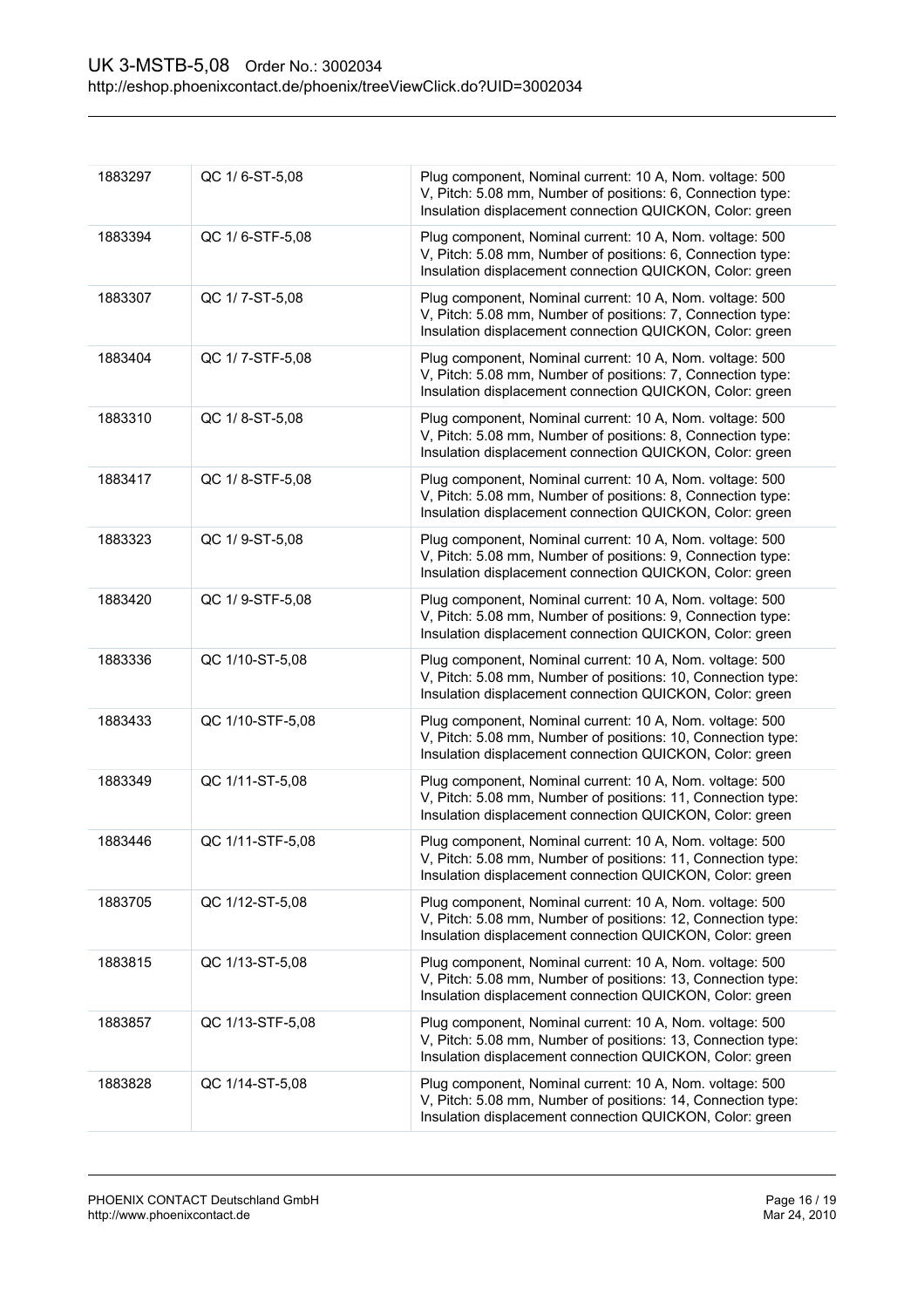| | | |
|---|---|---|
| 1883297 | QC 1/ 6-ST-5,08 | Plug component, Nominal current: 10 A, Nom. voltage: 500 V, Pitch: 5.08 mm, Number of positions: 6, Connection type: Insulation displacement connection QUICKON, Color: green |
| 1883394 | QC 1/ 6-STF-5,08 | Plug component, Nominal current: 10 A, Nom. voltage: 500 V, Pitch: 5.08 mm, Number of positions: 6, Connection type: Insulation displacement connection QUICKON, Color: green |
| 1883307 | QC 1/ 7-ST-5,08 | Plug component, Nominal current: 10 A, Nom. voltage: 500 V, Pitch: 5.08 mm, Number of positions: 7, Connection type: Insulation displacement connection QUICKON, Color: green |
| 1883404 | QC 1/ 7-STF-5,08 | Plug component, Nominal current: 10 A, Nom. voltage: 500 V, Pitch: 5.08 mm, Number of positions: 7, Connection type: Insulation displacement connection QUICKON, Color: green |
| 1883310 | QC 1/ 8-ST-5,08 | Plug component, Nominal current: 10 A, Nom. voltage: 500 V, Pitch: 5.08 mm, Number of positions: 8, Connection type: Insulation displacement connection QUICKON, Color: green |
| 1883417 | QC 1/ 8-STF-5,08 | Plug component, Nominal current: 10 A, Nom. voltage: 500 V, Pitch: 5.08 mm, Number of positions: 8, Connection type: Insulation displacement connection QUICKON, Color: green |
| 1883323 | QC 1/ 9-ST-5,08 | Plug component, Nominal current: 10 A, Nom. voltage: 500 V, Pitch: 5.08 mm, Number of positions: 9, Connection type: Insulation displacement connection QUICKON, Color: green |
| 1883420 | QC 1/ 9-STF-5,08 | Plug component, Nominal current: 10 A, Nom. voltage: 500 V, Pitch: 5.08 mm, Number of positions: 9, Connection type: Insulation displacement connection QUICKON, Color: green |
| 1883336 | QC 1/10-ST-5,08 | Plug component, Nominal current: 10 A, Nom. voltage: 500 V, Pitch: 5.08 mm, Number of positions: 10, Connection type: Insulation displacement connection QUICKON, Color: green |
| 1883433 | QC 1/10-STF-5,08 | Plug component, Nominal current: 10 A, Nom. voltage: 500 V, Pitch: 5.08 mm, Number of positions: 10, Connection type: Insulation displacement connection QUICKON, Color: green |
| 1883349 | QC 1/11-ST-5,08 | Plug component, Nominal current: 10 A, Nom. voltage: 500 V, Pitch: 5.08 mm, Number of positions: 11, Connection type: Insulation displacement connection QUICKON, Color: green |
| 1883446 | QC 1/11-STF-5,08 | Plug component, Nominal current: 10 A, Nom. voltage: 500 V, Pitch: 5.08 mm, Number of positions: 11, Connection type: Insulation displacement connection QUICKON, Color: green |
| 1883705 | QC 1/12-ST-5,08 | Plug component, Nominal current: 10 A, Nom. voltage: 500 V, Pitch: 5.08 mm, Number of positions: 12, Connection type: Insulation displacement connection QUICKON, Color: green |
| 1883815 | QC 1/13-ST-5,08 | Plug component, Nominal current: 10 A, Nom. voltage: 500 V, Pitch: 5.08 mm, Number of positions: 13, Connection type: Insulation displacement connection QUICKON, Color: green |
| 1883857 | QC 1/13-STF-5,08 | Plug component, Nominal current: 10 A, Nom. voltage: 500 V, Pitch: 5.08 mm, Number of positions: 13, Connection type: Insulation displacement connection QUICKON, Color: green |
| 1883828 | QC 1/14-ST-5,08 | Plug component, Nominal current: 10 A, Nom. voltage: 500 V, Pitch: 5.08 mm, Number of positions: 14, Connection type: Insulation displacement connection QUICKON, Color: green |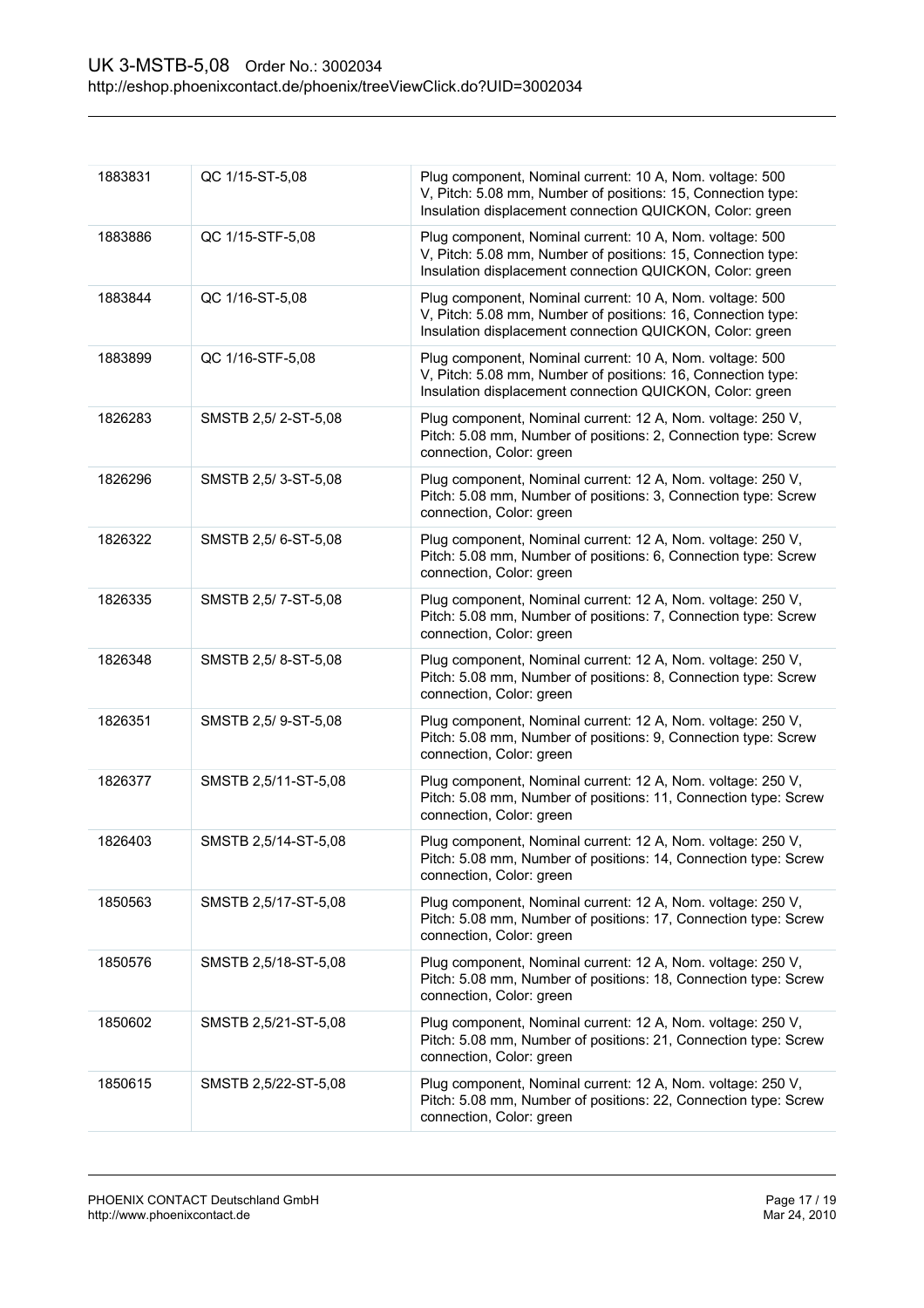| 1883831 | QC 1/15-ST-5,08 | Plug component, Nominal current: 10 A, Nom. voltage: 500 V, Pitch: 5.08 mm, Number of positions: 15, Connection type: Insulation displacement connection QUICKON, Color: green |
|---|---|---|
| 1883886 | QC 1/15-STF-5,08 | Plug component, Nominal current: 10 A, Nom. voltage: 500 V, Pitch: 5.08 mm, Number of positions: 15, Connection type: Insulation displacement connection QUICKON, Color: green |
| 1883844 | QC 1/16-ST-5,08 | Plug component, Nominal current: 10 A, Nom. voltage: 500 V, Pitch: 5.08 mm, Number of positions: 16, Connection type: Insulation displacement connection QUICKON, Color: green |
| 1883899 | QC 1/16-STF-5,08 | Plug component, Nominal current: 10 A, Nom. voltage: 500 V, Pitch: 5.08 mm, Number of positions: 16, Connection type: Insulation displacement connection QUICKON, Color: green |
| 1826283 | SMSTB 2,5/ 2-ST-5,08 | Plug component, Nominal current: 12 A, Nom. voltage: 250 V, Pitch: 5.08 mm, Number of positions: 2, Connection type: Screw connection, Color: green |
| 1826296 | SMSTB 2,5/ 3-ST-5,08 | Plug component, Nominal current: 12 A, Nom. voltage: 250 V, Pitch: 5.08 mm, Number of positions: 3, Connection type: Screw connection, Color: green |
| 1826322 | SMSTB 2,5/ 6-ST-5,08 | Plug component, Nominal current: 12 A, Nom. voltage: 250 V, Pitch: 5.08 mm, Number of positions: 6, Connection type: Screw connection, Color: green |
| 1826335 | SMSTB 2,5/ 7-ST-5,08 | Plug component, Nominal current: 12 A, Nom. voltage: 250 V, Pitch: 5.08 mm, Number of positions: 7, Connection type: Screw connection, Color: green |
| 1826348 | SMSTB 2,5/ 8-ST-5,08 | Plug component, Nominal current: 12 A, Nom. voltage: 250 V, Pitch: 5.08 mm, Number of positions: 8, Connection type: Screw connection, Color: green |
| 1826351 | SMSTB 2,5/ 9-ST-5,08 | Plug component, Nominal current: 12 A, Nom. voltage: 250 V, Pitch: 5.08 mm, Number of positions: 9, Connection type: Screw connection, Color: green |
| 1826377 | SMSTB 2,5/11-ST-5,08 | Plug component, Nominal current: 12 A, Nom. voltage: 250 V, Pitch: 5.08 mm, Number of positions: 11, Connection type: Screw connection, Color: green |
| 1826403 | SMSTB 2,5/14-ST-5,08 | Plug component, Nominal current: 12 A, Nom. voltage: 250 V, Pitch: 5.08 mm, Number of positions: 14, Connection type: Screw connection, Color: green |
| 1850563 | SMSTB 2,5/17-ST-5,08 | Plug component, Nominal current: 12 A, Nom. voltage: 250 V, Pitch: 5.08 mm, Number of positions: 17, Connection type: Screw connection, Color: green |
| 1850576 | SMSTB 2,5/18-ST-5,08 | Plug component, Nominal current: 12 A, Nom. voltage: 250 V, Pitch: 5.08 mm, Number of positions: 18, Connection type: Screw connection, Color: green |
| 1850602 | SMSTB 2,5/21-ST-5,08 | Plug component, Nominal current: 12 A, Nom. voltage: 250 V, Pitch: 5.08 mm, Number of positions: 21, Connection type: Screw connection, Color: green |
| 1850615 | SMSTB 2,5/22-ST-5,08 | Plug component, Nominal current: 12 A, Nom. voltage: 250 V, Pitch: 5.08 mm, Number of positions: 22, Connection type: Screw connection, Color: green |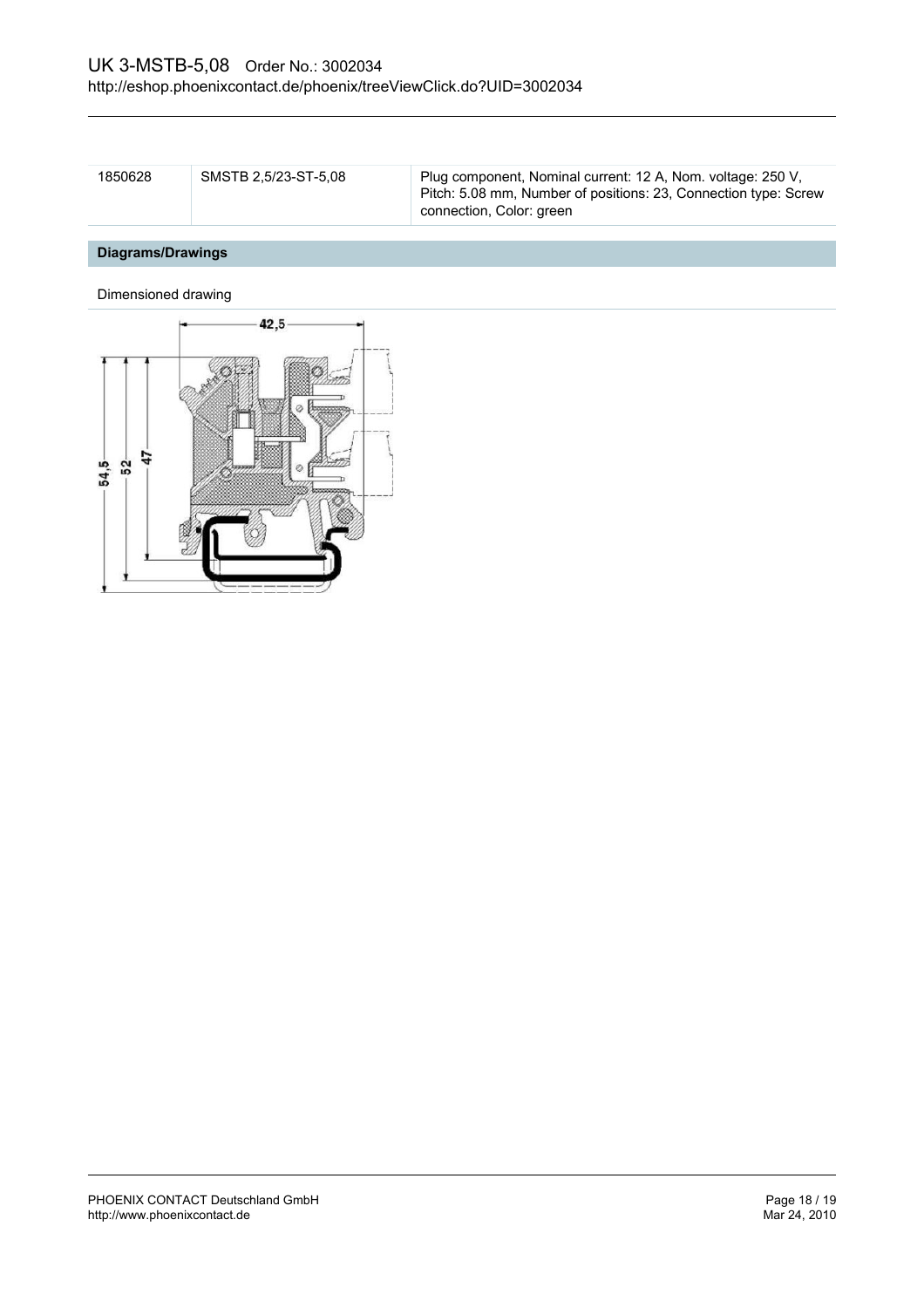| 1850628 | SMSTB 2,5/23-ST-5,08 | Plug component, Nominal current: 12 A, Nom. voltage: 250 V, Pitch: 5.08 mm, Number of positions: 23, Connection type: Screw connection, Color: green |
|---|---|---|

## Diagrams/Drawings

Dimensioned drawing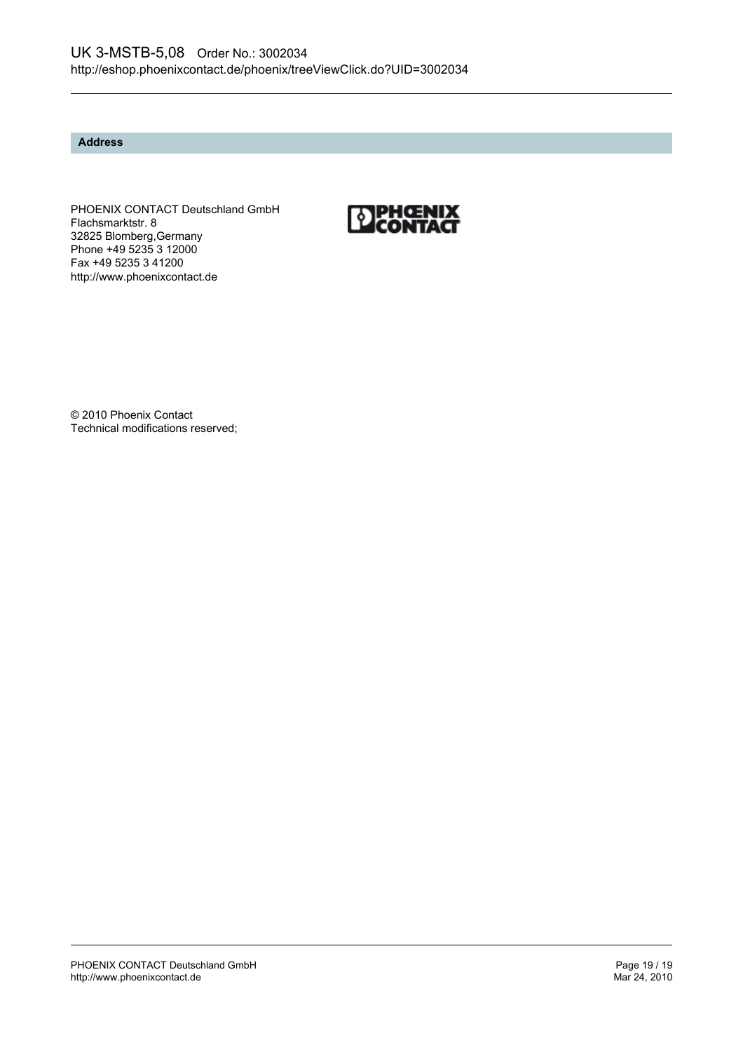## Address

PHOENIX CONTACT Deutschland GmbH
Flachsmarktstr. 8
32825 Blomberg,Germany
Phone +49 5235 3 12000
Fax +49 5235 3 41200
http://www.phoenixcontact.de

© 2010 Phoenix Contact
Technical modifications reserved;